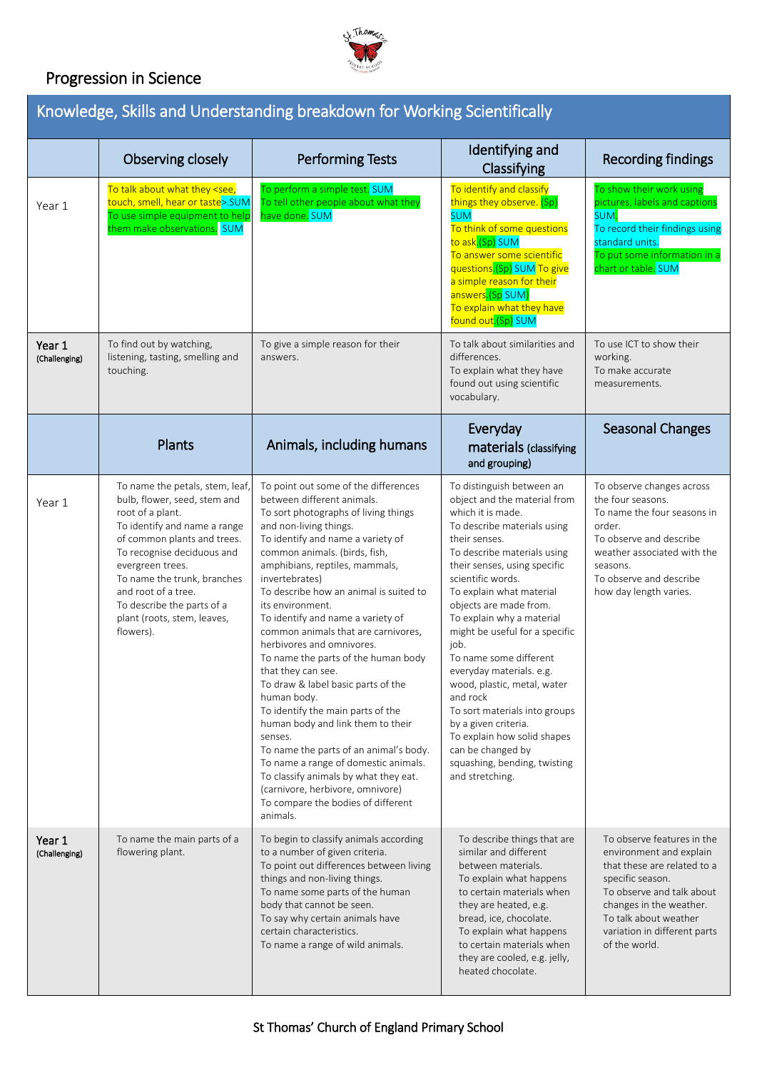# Progression in Science

## Knowledge, Skills and Understanding breakdown for Working Scientifically

| | Observing closely | Performing Tests | Identifying and Classifying | Recording findings |
|---|---|---|---|---|
| Year 1 | To talk about what they <see, touch, smell, hear or taste>.SUM<br>To use simple equipment to help them make observations. SUM | To perform a simple test. SUM<br>To tell other people about what they have done. SUM | To identify and classify things they observe. (Sp) SUM<br>To think of some questions to ask.(Sp) SUM<br>To answer some scientific questions.(Sp) SUM To give a simple reason for their answers.(Sp SUM)<br>To explain what they have found out.(Sp) SUM | To show their work using pictures, labels and captions SUM.<br>To record their findings using standard units.<br>To put some information in a chart or table. SUM |
| **Year 1** (Challenging) | To find out by watching, listening, tasting, smelling and touching. | To give a simple reason for their answers. | To talk about similarities and differences.<br>To explain what they have found out using scientific vocabulary. | To use ICT to show their working.<br>To make accurate measurements. |

| | Plants | Animals, including humans | Everyday materials (classifying and grouping) | Seasonal Changes |
|---|---|---|---|---|
| Year 1 | To name the petals, stem, leaf, bulb, flower, seed, stem and root of a plant.<br>To identify and name a range of common plants and trees.<br>To recognise deciduous and evergreen trees.<br>To name the trunk, branches and root of a tree.<br>To describe the parts of a plant (roots, stem, leaves, flowers). | To point out some of the differences between different animals.<br>To sort photographs of living things and non-living things.<br>To identify and name a variety of common animals. (birds, fish, amphibians, reptiles, mammals, invertebrates)<br>To describe how an animal is suited to its environment.<br>To identify and name a variety of common animals that are carnivores, herbivores and omnivores.<br>To name the parts of the human body that they can see.<br>To draw & label basic parts of the human body.<br>To identify the main parts of the human body and link them to their senses.<br>To name the parts of an animal's body.<br>To name a range of domestic animals.<br>To classify animals by what they eat. (carnivore, herbivore, omnivore)<br>To compare the bodies of different animals. | To distinguish between an object and the material from which it is made.<br>To describe materials using their senses.<br>To describe materials using their senses, using specific scientific words.<br>To explain what material objects are made from.<br>To explain why a material might be useful for a specific job.<br>To name some different everyday materials. e.g. wood, plastic, metal, water and rock<br>To sort materials into groups by a given criteria.<br>To explain how solid shapes can be changed by squashing, bending, twisting and stretching. | To observe changes across the four seasons.<br>To name the four seasons in order.<br>To observe and describe weather associated with the seasons.<br>To observe and describe how day length varies. |
| **Year 1** (Challenging) | To name the main parts of a flowering plant. | To begin to classify animals according to a number of given criteria.<br>To point out differences between living things and non-living things.<br>To name some parts of the human body that cannot be seen.<br>To say why certain animals have certain characteristics.<br>To name a range of wild animals. | To describe things that are similar and different between materials.<br>To explain what happens to certain materials when they are heated, e.g. bread, ice, chocolate.<br>To explain what happens to certain materials when they are cooled, e.g. jelly, heated chocolate. | To observe features in the environment and explain that these are related to a specific season.<br>To observe and talk about changes in the weather.<br>To talk about weather variation in different parts of the world. |

St Thomas' Church of England Primary School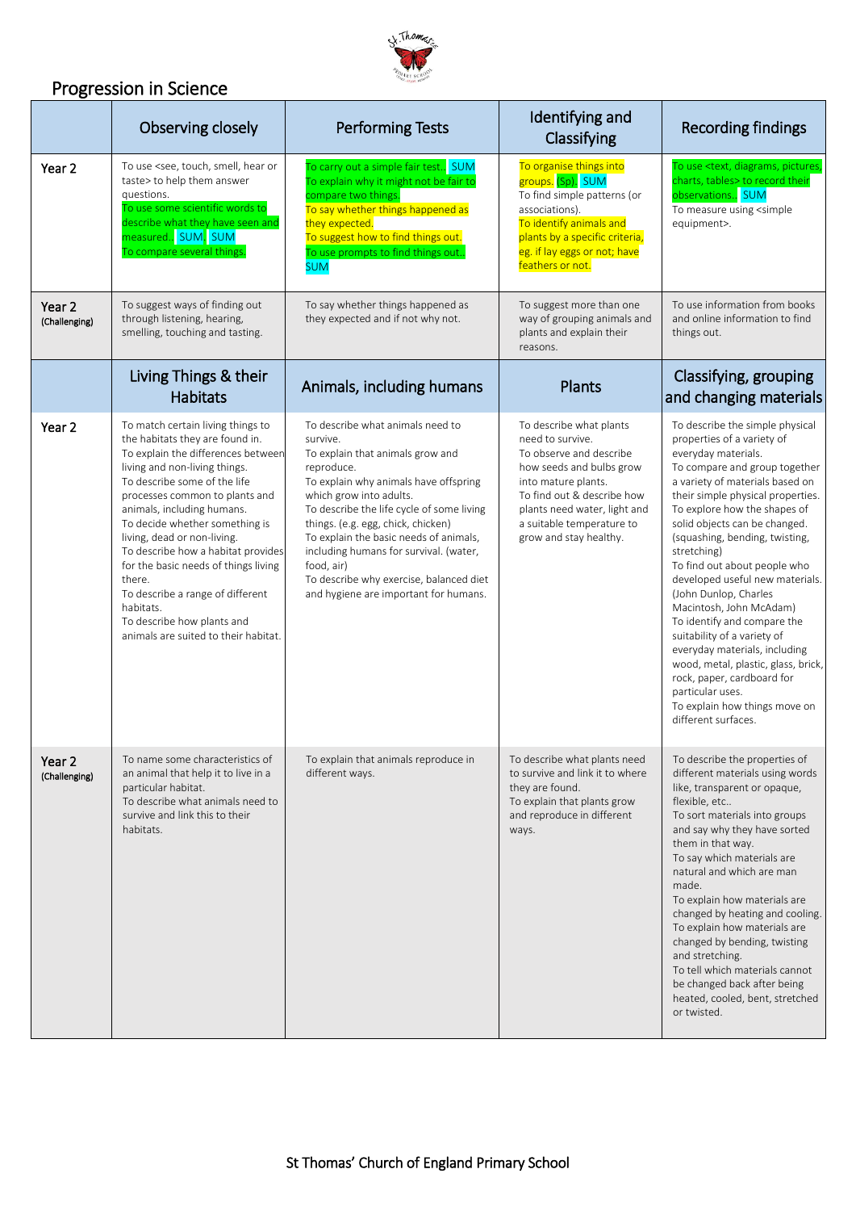# Progression in Science

| | Observing closely | Performing Tests | Identifying and Classifying | Recording findings |
|---|---|---|---|---|
| Year 2 | To use <see, touch, smell, hear or taste> to help them answer questions.<br>To use some scientific words to describe what they have seen and measured. SUM SUM<br>To compare several things. | To carry out a simple fair test. SUM<br>To explain why it might not be fair to compare two things.<br>To say whether things happened as they expected.<br>To suggest how to find things out.<br>To use prompts to find things out.. SUM | To organise things into groups. (Sp). SUM<br>To find simple patterns (or associations).<br>To identify animals and plants by a specific criteria, eg. if lay eggs or not; have feathers or not. | To use <text, diagrams, pictures, charts, tables> to record their observations.. SUM<br>To measure using <simple equipment>. |
| Year 2 (Challenging) | To suggest ways of finding out through listening, hearing, smelling, touching and tasting. | To say whether things happened as they expected and if not why not. | To suggest more than one way of grouping animals and plants and explain their reasons. | To use information from books and online information to find things out. |
| | **Living Things & their Habitats** | **Animals, including humans** | **Plants** | **Classifying, grouping and changing materials** |
| Year 2 | To match certain living things to the habitats they are found in.<br>To explain the differences between living and non-living things.<br>To describe some of the life processes common to plants and animals, including humans.<br>To decide whether something is living, dead or non-living.<br>To describe how a habitat provides for the basic needs of things living there.<br>To describe a range of different habitats.<br>To describe how plants and animals are suited to their habitat. | To describe what animals need to survive.<br>To explain that animals grow and reproduce.<br>To explain why animals have offspring which grow into adults.<br>To describe the life cycle of some living things. (e.g. egg, chick, chicken)<br>To explain the basic needs of animals, including humans for survival. (water, food, air)<br>To describe why exercise, balanced diet and hygiene are important for humans. | To describe what plants need to survive.<br>To observe and describe how seeds and bulbs grow into mature plants.<br>To find out & describe how plants need water, light and a suitable temperature to grow and stay healthy. | To describe the simple physical properties of a variety of everyday materials.<br>To compare and group together a variety of materials based on their simple physical properties.<br>To explore how the shapes of solid objects can be changed. (squashing, bending, twisting, stretching)<br>To find out about people who developed useful new materials. (John Dunlop, Charles Macintosh, John McAdam)<br>To identify and compare the suitability of a variety of everyday materials, including wood, metal, plastic, glass, brick, rock, paper, cardboard for particular uses.<br>To explain how things move on different surfaces. |
| Year 2 (Challenging) | To name some characteristics of an animal that help it to live in a particular habitat.<br>To describe what animals need to survive and link this to their habitats. | To explain that animals reproduce in different ways. | To describe what plants need to survive and link it to where they are found.<br>To explain that plants grow and reproduce in different ways. | To describe the properties of different materials using words like, transparent or opaque, flexible, etc..<br>To sort materials into groups and say why they have sorted them in that way.<br>To say which materials are natural and which are man made.<br>To explain how materials are changed by heating and cooling.<br>To explain how materials are changed by bending, twisting and stretching.<br>To tell which materials cannot be changed back after being heated, cooled, bent, stretched or twisted. |

St Thomas' Church of England Primary School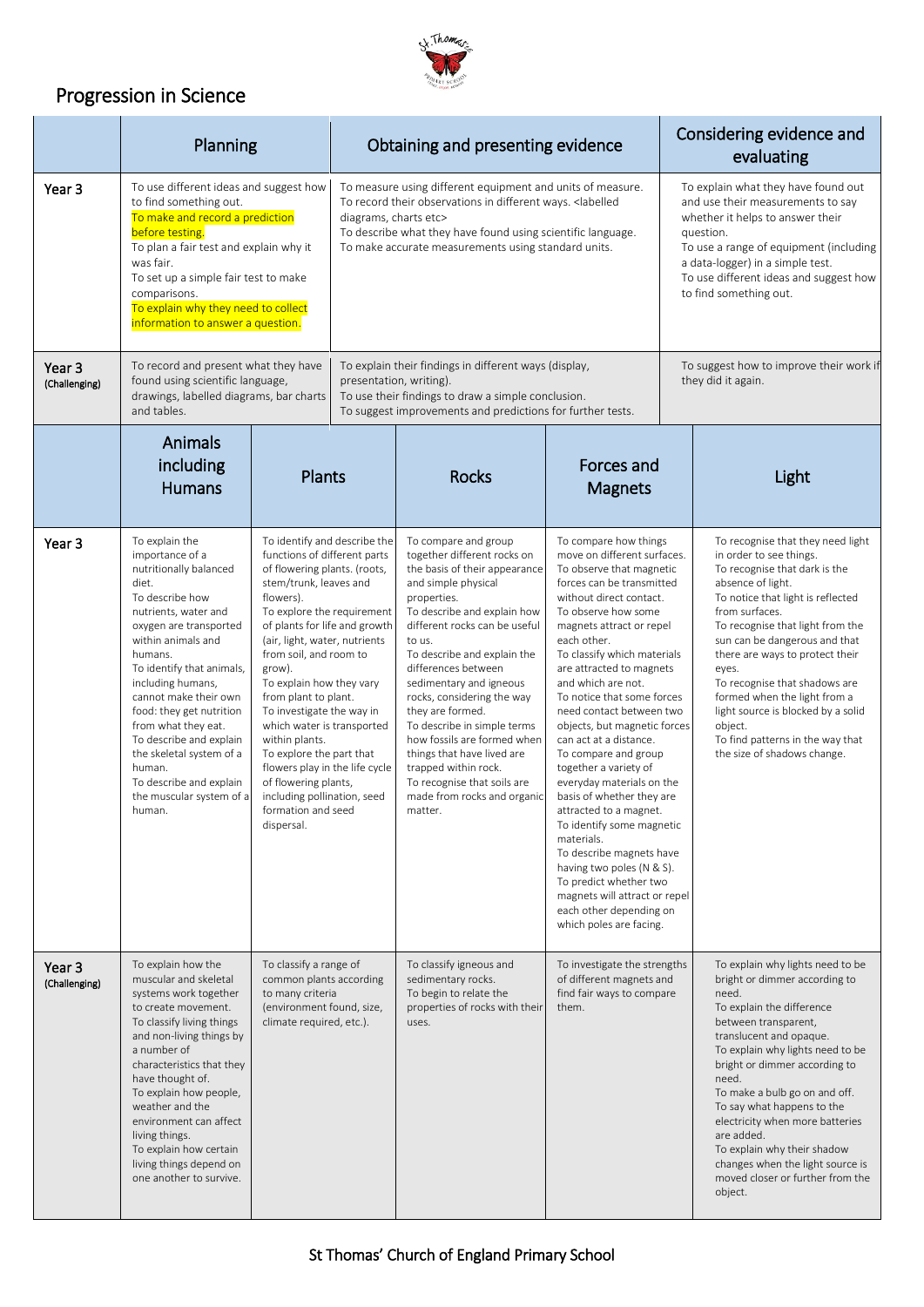# Progression in Science

| | Planning | Obtaining and presenting evidence | Considering evidence and evaluating |
|---|---|---|---|
| Year 3 | To use different ideas and suggest how to find something out. To make and record a prediction before testing. To plan a fair test and explain why it was fair. To set up a simple fair test to make comparisons. To explain why they need to collect information to answer a question. | To measure using different equipment and units of measure. To record their observations in different ways. <labelled diagrams, charts etc> To describe what they have found using scientific language. To make accurate measurements using standard units. | To explain what they have found out and use their measurements to say whether it helps to answer their question. To use a range of equipment (including a data-logger) in a simple test. To use different ideas and suggest how to find something out. |
| Year 3 (Challenging) | To record and present what they have found using scientific language, drawings, labelled diagrams, bar charts and tables. | To explain their findings in different ways (display, presentation, writing). To use their findings to draw a simple conclusion. To suggest improvements and predictions for further tests. | To suggest how to improve their work if they did it again. |

| | Animals including Humans | Plants | Rocks | Forces and Magnets | Light |
|---|---|---|---|---|---|
| Year 3 | To explain the importance of a nutritionally balanced diet. To describe how nutrients, water and oxygen are transported within animals and humans. To identify that animals, including humans, cannot make their own food: they get nutrition from what they eat. To describe and explain the skeletal system of a human. To describe and explain the muscular system of a human. | To identify and describe the functions of different parts of flowering plants. (roots, stem/trunk, leaves and flowers). To explore the requirement of plants for life and growth (air, light, water, nutrients from soil, and room to grow). To explain how they vary from plant to plant. To investigate the way in which water is transported within plants. To explore the part that flowers play in the life cycle of flowering plants, including pollination, seed formation and seed dispersal. | To compare and group together different rocks on the basis of their appearance and simple physical properties. To describe and explain how different rocks can be useful to us. To describe and explain the differences between sedimentary and igneous rocks, considering the way they are formed. To describe in simple terms how fossils are formed when things that have lived are trapped within rock. To recognise that soils are made from rocks and organic matter. | To compare how things move on different surfaces. To observe that magnetic forces can be transmitted without direct contact. To observe how some magnets attract or repel each other. To classify which materials are attracted to magnets and which are not. To notice that some forces need contact between two objects, but magnetic forces can act at a distance. To compare and group together a variety of everyday materials on the basis of whether they are attracted to a magnet. To identify some magnetic materials. To describe magnets have having two poles (N & S). To predict whether two magnets will attract or repel each other depending on which poles are facing. | To recognise that they need light in order to see things. To recognise that dark is the absence of light. To notice that light is reflected from surfaces. To recognise that light from the sun can be dangerous and that there are ways to protect their eyes. To recognise that shadows are formed when the light from a light source is blocked by a solid object. To find patterns in the way that the size of shadows change. |
| Year 3 (Challenging) | To explain how the muscular and skeletal systems work together to create movement. To classify living things and non-living things by a number of characteristics that they have thought of. To explain how people, weather and the environment can affect living things. To explain how certain living things depend on one another to survive. | To classify a range of common plants according to many criteria (environment found, size, climate required, etc.). | To classify igneous and sedimentary rocks. To begin to relate the properties of rocks with their uses. | To investigate the strengths of different magnets and find fair ways to compare them. | To explain why lights need to be bright or dimmer according to need. To explain the difference between transparent, translucent and opaque. To explain why lights need to be bright or dimmer according to need. To make a bulb go on and off. To say what happens to the electricity when more batteries are added. To explain why their shadow changes when the light source is moved closer or further from the object. |

St Thomas' Church of England Primary School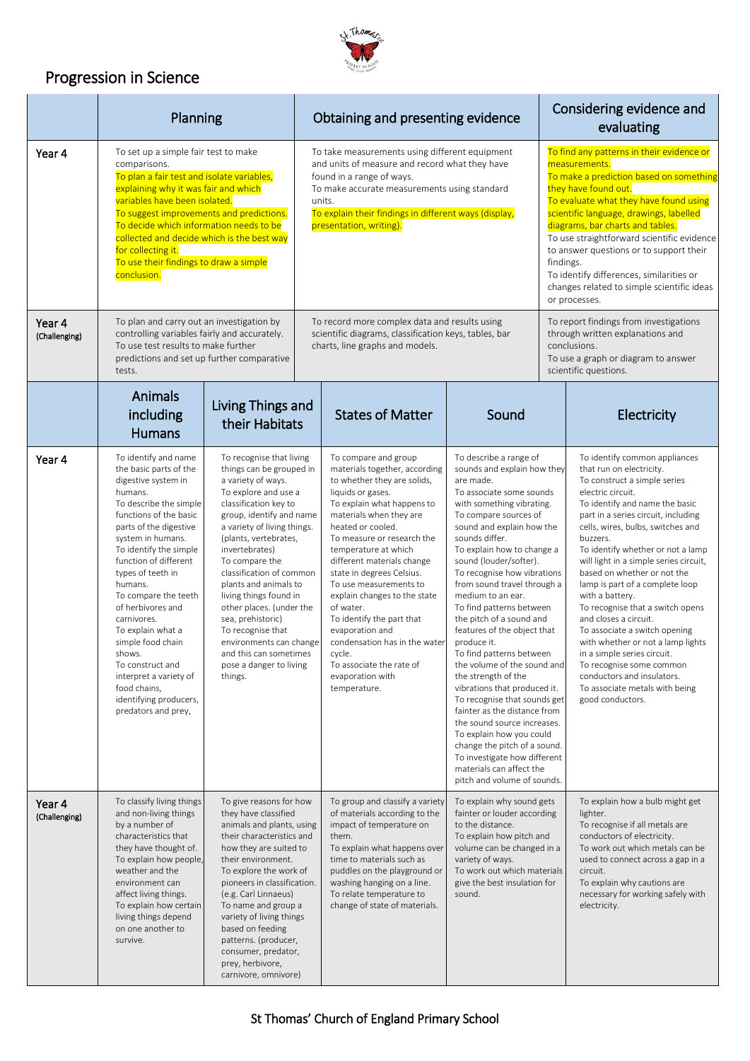# Progression in Science

| | Planning | Obtaining and presenting evidence | Considering evidence and evaluating |
|---|---|---|---|
| **Year 4** | To set up a simple fair test to make comparisons.<br>To plan a fair test and isolate variables, explaining why it was fair and which variables have been isolated.<br>To suggest improvements and predictions.<br>To decide which information needs to be collected and decide which is the best way for collecting it.<br>To use their findings to draw a simple conclusion. | To take measurements using different equipment and units of measure and record what they have found in a range of ways.<br>To make accurate measurements using standard units.<br>To explain their findings in different ways (display, presentation, writing). | To find any patterns in their evidence or measurements.<br>To make a prediction based on something they have found out.<br>To evaluate what they have found using scientific language, drawings, labelled diagrams, bar charts and tables.<br>To use straightforward scientific evidence to answer questions or to support their findings.<br>To identify differences, similarities or changes related to simple scientific ideas or processes. |
| **Year 4 (Challenging)** | To plan and carry out an investigation by controlling variables fairly and accurately.<br>To use test results to make further predictions and set up further comparative tests. | To record more complex data and results using scientific diagrams, classification keys, tables, bar charts, line graphs and models. | To report findings from investigations through written explanations and conclusions.<br>To use a graph or diagram to answer scientific questions. |

| | Animals including Humans | Living Things and their Habitats | States of Matter | Sound | Electricity |
|---|---|---|---|---|---|
| **Year 4** | To identify and name the basic parts of the digestive system in humans.<br>To describe the simple functions of the basic parts of the digestive system in humans.<br>To identify the simple function of different types of teeth in humans.<br>To compare the teeth of herbivores and carnivores.<br>To explain what a simple food chain shows.<br>To construct and interpret a variety of food chains, identifying producers, predators and prey. | To recognise that living things can be grouped in a variety of ways.<br>To explore and use a classification key to group, identify and name a variety of living things. (plants, vertebrates, invertebrates)<br>To compare the classification of common plants and animals to living things found in other places. (under the sea, prehistoric)<br>To recognise that environments can change and this can sometimes pose a danger to living things. | To compare and group materials together, according to whether they are solids, liquids or gases.<br>To explain what happens to materials when they are heated or cooled.<br>To measure or research the temperature at which different materials change state in degrees Celsius.<br>To use measurements to explain changes to the state of water.<br>To identify the part that evaporation and condensation has in the water cycle.<br>To associate the rate of evaporation with temperature. | To describe a range of sounds and explain how they are made.<br>To associate some sounds with something vibrating.<br>To compare sources of sound and explain how the sounds differ.<br>To explain how to change a sound (louder/softer).<br>To recognise how vibrations from sound travel through a medium to an ear.<br>To find patterns between the pitch of a sound and features of the object that produce it.<br>To find patterns between the volume of the sound and the strength of the vibrations that produced it.<br>To recognise that sounds get fainter as the distance from the sound source increases.<br>To explain how you could change the pitch of a sound.<br>To investigate how different materials can affect the pitch and volume of sounds. | To identify common appliances that run on electricity.<br>To construct a simple series electric circuit.<br>To identify and name the basic part in a series circuit, including cells, wires, bulbs, switches and buzzers.<br>To identify whether or not a lamp will light in a simple series circuit, based on whether or not the lamp is part of a complete loop with a battery.<br>To recognise that a switch opens and closes a circuit.<br>To associate a switch opening with whether or not a lamp lights in a simple series circuit.<br>To recognise some common conductors and insulators.<br>To associate metals with being good conductors. |
| **Year 4 (Challenging)** | To classify living things and non-living things by a number of characteristics that they have thought of.<br>To explain how people, weather and the environment can affect living things.<br>To explain how certain living things depend on one another to survive. | To give reasons for how they have classified animals and plants, using their characteristics and how they are suited to their environment.<br>To explore the work of pioneers in classification. (e.g. Carl Linnaeus)<br>To name and group a variety of living things based on feeding patterns. (producer, consumer, predator, prey, herbivore, carnivore, omnivore) | To group and classify a variety of materials according to the impact of temperature on them.<br>To explain what happens over time to materials such as puddles on the playground or washing hanging on a line.<br>To relate temperature to change of state of materials. | To explain why sound gets fainter or louder according to the distance.<br>To explain how pitch and volume can be changed in a variety of ways.<br>To work out which materials give the best insulation for sound. | To explain how a bulb might get lighter.<br>To recognise if all metals are conductors of electricity.<br>To work out which metals can be used to connect across a gap in a circuit.<br>To explain why cautions are necessary for working safely with electricity. |

St Thomas' Church of England Primary School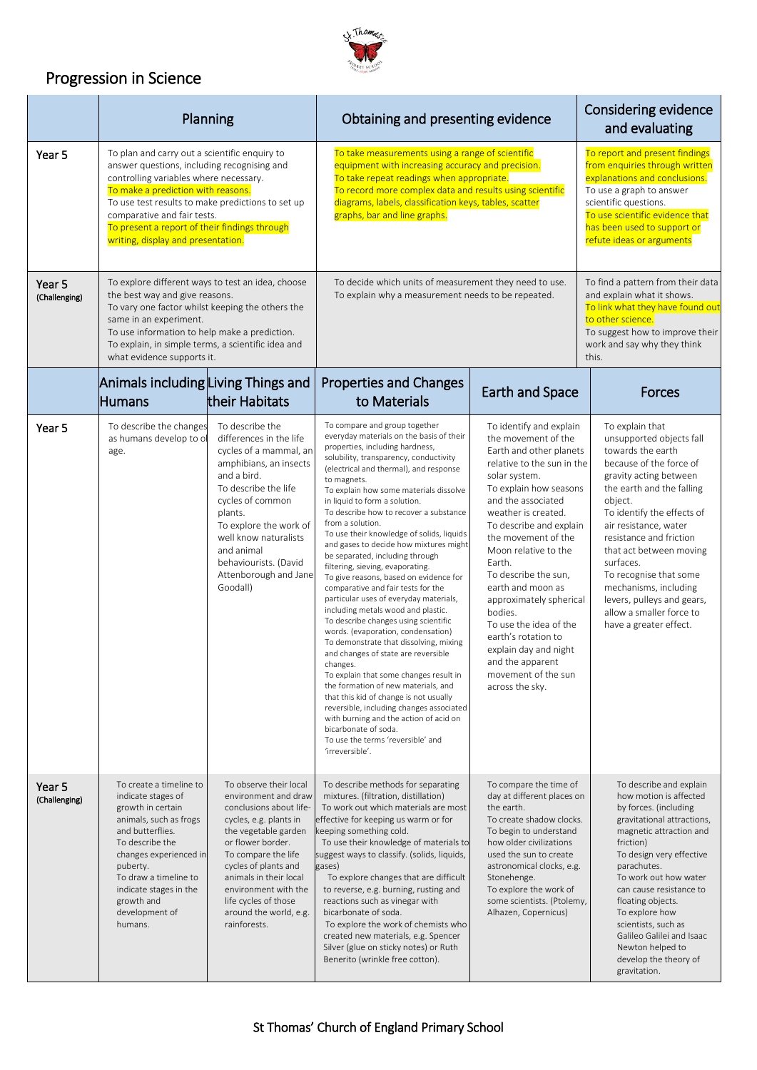# Progression in Science

| | Planning | Obtaining and presenting evidence | Considering evidence and evaluating |
|---|---|---|---|
| Year 5 | To plan and carry out a scientific enquiry to answer questions, including recognising and controlling variables where necessary.<br>To make a prediction with reasons.<br>To use test results to make predictions to set up comparative and fair tests.<br>To present a report of their findings through writing, display and presentation. | To take measurements using a range of scientific equipment with increasing accuracy and precision.<br>To take repeat readings when appropriate.<br>To record more complex data and results using scientific diagrams, labels, classification keys, tables, scatter graphs, bar and line graphs. | To report and present findings from enquiries through written explanations and conclusions.<br>To use a graph to answer scientific questions.<br>To use scientific evidence that has been used to support or refute ideas or arguments |
| Year 5 (Challenging) | To explore different ways to test an idea, choose the best way and give reasons.<br>To vary one factor whilst keeping the others the same in an experiment.<br>To use information to help make a prediction.<br>To explain, in simple terms, a scientific idea and what evidence supports it. | To decide which units of measurement they need to use.<br>To explain why a measurement needs to be repeated. | To find a pattern from their data and explain what it shows.<br>To link what they have found out to other science.<br>To suggest how to improve their work and say why they think this. |

| | Animals including Humans | Living Things and their Habitats | Properties and Changes to Materials | Earth and Space | Forces |
|---|---|---|---|---|---|
| Year 5 | To describe the changes as humans develop to old age. | To describe the differences in the life cycles of a mammal, an amphibians, an insects and a bird.<br>To describe the life cycles of common plants.<br>To explore the work of well know naturalists and animal behaviourists. (David Attenborough and Jane Goodall) | To compare and group together everyday materials on the basis of their properties, including hardness, solubility, transparency, conductivity (electrical and thermal), and response to magnets.<br>To explain how some materials dissolve in liquid to form a solution.<br>To describe how to recover a substance from a solution.<br>To use their knowledge of solids, liquids and gases to decide how mixtures might be separated, including through filtering, sieving, evaporating.<br>To give reasons, based on evidence for comparative and fair tests for the particular uses of everyday materials, including metals wood and plastic.<br>To describe changes using scientific words. (evaporation, condensation)<br>To demonstrate that dissolving, mixing and changes of state are reversible changes.<br>To explain that some changes result in the formation of new materials, and that this kid of change is not usually reversible, including changes associated with burning and the action of acid on bicarbonate of soda.<br>To use the terms 'reversible' and 'irreversible'. | To identify and explain the movement of the Earth and other planets relative to the sun in the solar system.<br>To explain how seasons and the associated weather is created.<br>To describe and explain the movement of the Moon relative to the Earth.<br>To describe the sun, earth and moon as approximately spherical bodies.<br>To use the idea of the earth's rotation to explain day and night and the apparent movement of the sun across the sky. | To explain that unsupported objects fall towards the earth because of the force of gravity acting between the earth and the falling object.<br>To identify the effects of air resistance, water resistance and friction that act between moving surfaces.<br>To recognise that some mechanisms, including levers, pulleys and gears, allow a smaller force to have a greater effect. |
| Year 5 (Challenging) | To create a timeline to indicate stages of growth in certain animals, such as frogs and butterflies.<br>To describe the changes experienced in puberty.<br>To draw a timeline to indicate stages in the growth and development of humans. | To observe their local environment and draw conclusions about life-cycles, e.g. plants in the vegetable garden or flower border.<br>To compare the life cycles of plants and animals in their local environment with the life cycles of those around the world, e.g. rainforests. | To describe methods for separating mixtures. (filtration, distillation)<br>To work out which materials are most effective for keeping us warm or for keeping something cold.<br>To use their knowledge of materials to suggest ways to classify. (solids, liquids, gases)<br>To explore changes that are difficult to reverse, e.g. burning, rusting and reactions such as vinegar with bicarbonate of soda.<br>To explore the work of chemists who created new materials, e.g. Spencer Silver (glue on sticky notes) or Ruth Benerito (wrinkle free cotton). | To compare the time of day at different places on the earth.<br>To create shadow clocks.<br>To begin to understand how older civilizations used the sun to create astronomical clocks, e.g. Stonehenge.<br>To explore the work of some scientists. (Ptolemy, Alhazen, Copernicus) | To describe and explain how motion is affected by forces. (including gravitational attractions, magnetic attraction and friction)<br>To design very effective parachutes.<br>To work out how water can cause resistance to floating objects.<br>To explore how scientists, such as Galileo Galilei and Isaac Newton helped to develop the theory of gravitation. |

St Thomas' Church of England Primary School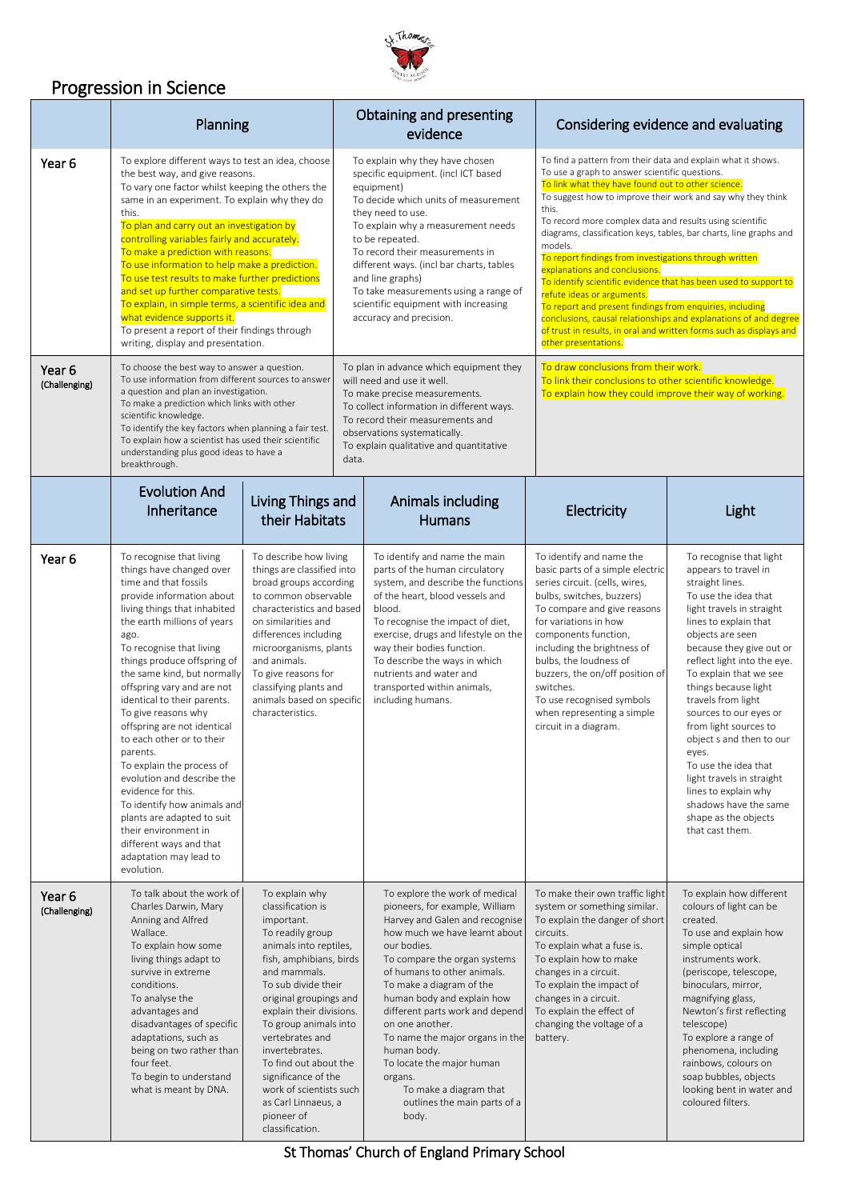# Progression in Science

| | Planning | Obtaining and presenting evidence | Considering evidence and evaluating |
|---|---|---|---|
| Year 6 | To explore different ways to test an idea, choose the best way, and give reasons. To vary one factor whilst keeping the others the same in an experiment. To explain why they do this. To plan and carry out an investigation by controlling variables fairly and accurately. To make a prediction with reasons. To use information to help make a prediction. To use test results to make further predictions and set up further comparative tests. To explain, in simple terms, a scientific idea and what evidence supports it. To present a report of their findings through writing, display and presentation. | To explain why they have chosen specific equipment. (incl ICT based equipment) To decide which units of measurement they need to use. To explain why a measurement needs to be repeated. To record their measurements in different ways. (incl bar charts, tables and line graphs) To take measurements using a range of scientific equipment with increasing accuracy and precision. | To find a pattern from their data and explain what it shows. To use a graph to answer scientific questions. To link what they have found out to other science. To suggest how to improve their work and say why they think this. To record more complex data and results using scientific diagrams, classification keys, tables, bar charts, line graphs and models. To report findings from investigations through written explanations and conclusions. To identify scientific evidence that has been used to support to refute ideas or arguments. To report and present findings from enquiries, including conclusions, causal relationships and explanations of and degree of trust in results, in oral and written forms such as displays and other presentations. |
| Year 6 (Challenging) | To choose the best way to answer a question. To use information from different sources to answer a question and plan an investigation. To make a prediction which links with other scientific knowledge. To identify the key factors when planning a fair test. To explain how a scientist has used their scientific understanding plus good ideas to have a breakthrough. | To plan in advance which equipment they will need and use it well. To make precise measurements. To collect information in different ways. To record their measurements and observations systematically. To explain qualitative and quantitative data. | To draw conclusions from their work. To link their conclusions to other scientific knowledge. To explain how they could improve their way of working. |

| | Evolution And Inheritance | Living Things and their Habitats | Animals including Humans | Electricity | Light |
|---|---|---|---|---|---|
| Year 6 | To recognise that living things have changed over time and that fossils provide information about living things that inhabited the earth millions of years ago. To recognise that living things produce offspring of the same kind, but normally offspring vary and are not identical to their parents. To give reasons why offspring are not identical to each other or to their parents. To explain the process of evolution and describe the evidence for this. To identify how animals and plants are adapted to suit their environment in different ways and that adaptation may lead to evolution. | To describe how living things are classified into broad groups according to common observable characteristics and based on similarities and differences including microorganisms, plants and animals. To give reasons for classifying plants and animals based on specific characteristics. | To identify and name the main parts of the human circulatory system, and describe the functions of the heart, blood vessels and blood. To recognise the impact of diet, exercise, drugs and lifestyle on the way their bodies function. To describe the ways in which nutrients and water and transported within animals, including humans. | To identify and name the basic parts of a simple electric series circuit. (cells, wires, bulbs, switches, buzzers) To compare and give reasons for variations in how components function, including the brightness of bulbs, the loudness of buzzers, the on/off position of switches. To use recognised symbols when representing a simple circuit in a diagram. | To recognise that light appears to travel in straight lines. To use the idea that light travels in straight lines to explain that objects are seen because they give out or reflect light into the eye. To explain that we see things because light travels from light sources to our eyes or from light sources to object s and then to our eyes. To use the idea that light travels in straight lines to explain why shadows have the same shape as the objects that cast them. |
| Year 6 (Challenging) | To talk about the work of Charles Darwin, Mary Anning and Alfred Wallace. To explain how some living things adapt to survive in extreme conditions. To analyse the advantages and disadvantages of specific adaptations, such as being on two rather than four feet. To begin to understand what is meant by DNA. | To explain why classification is important. To readily group animals into reptiles, fish, amphibians, birds and mammals. To sub divide their original groupings and explain their divisions. To group animals into vertebrates and invertebrates. To find out about the significance of the work of scientists such as Carl Linnaeus, a pioneer of classification. | To explore the work of medical pioneers, for example, William Harvey and Galen and recognise how much we have learnt about our bodies. To compare the organ systems of humans to other animals. To make a diagram of the human body and explain how different parts work and depend on one another. To name the major organs in the human body. To locate the major human organs. To make a diagram that outlines the main parts of a body. | To make their own traffic light system or something similar. To explain the danger of short circuits. To explain what a fuse is. To explain how to make changes in a circuit. To explain the impact of changes in a circuit. To explain the effect of changing the voltage of a battery. | To explain how different colours of light can be created. To use and explain how simple optical instruments work. (periscope, telescope, binoculars, mirror, magnifying glass, Newton's first reflecting telescope) To explore a range of phenomena, including rainbows, colours on soap bubbles, objects looking bent in water and coloured filters. |

St Thomas' Church of England Primary School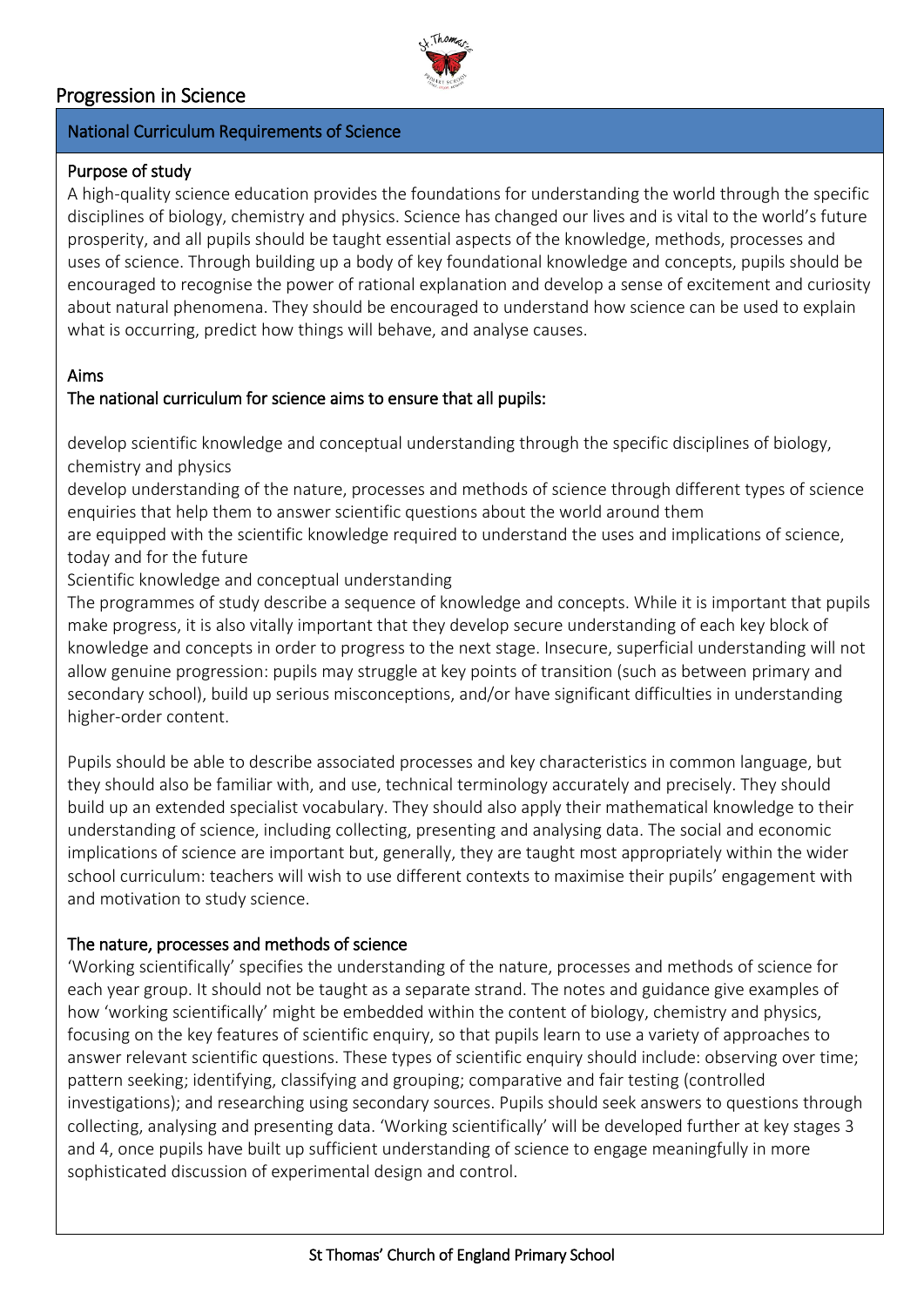# Progression in Science

## National Curriculum Requirements of Science

### Purpose of study

A high-quality science education provides the foundations for understanding the world through the specific disciplines of biology, chemistry and physics. Science has changed our lives and is vital to the world's future prosperity, and all pupils should be taught essential aspects of the knowledge, methods, processes and uses of science. Through building up a body of key foundational knowledge and concepts, pupils should be encouraged to recognise the power of rational explanation and develop a sense of excitement and curiosity about natural phenomena. They should be encouraged to understand how science can be used to explain what is occurring, predict how things will behave, and analyse causes.

### Aims

### The national curriculum for science aims to ensure that all pupils:

develop scientific knowledge and conceptual understanding through the specific disciplines of biology, chemistry and physics

develop understanding of the nature, processes and methods of science through different types of science enquiries that help them to answer scientific questions about the world around them

are equipped with the scientific knowledge required to understand the uses and implications of science, today and for the future

Scientific knowledge and conceptual understanding

The programmes of study describe a sequence of knowledge and concepts. While it is important that pupils make progress, it is also vitally important that they develop secure understanding of each key block of knowledge and concepts in order to progress to the next stage. Insecure, superficial understanding will not allow genuine progression: pupils may struggle at key points of transition (such as between primary and secondary school), build up serious misconceptions, and/or have significant difficulties in understanding higher-order content.

Pupils should be able to describe associated processes and key characteristics in common language, but they should also be familiar with, and use, technical terminology accurately and precisely. They should build up an extended specialist vocabulary. They should also apply their mathematical knowledge to their understanding of science, including collecting, presenting and analysing data. The social and economic implications of science are important but, generally, they are taught most appropriately within the wider school curriculum: teachers will wish to use different contexts to maximise their pupils' engagement with and motivation to study science.

### The nature, processes and methods of science

'Working scientifically' specifies the understanding of the nature, processes and methods of science for each year group. It should not be taught as a separate strand. The notes and guidance give examples of how 'working scientifically' might be embedded within the content of biology, chemistry and physics, focusing on the key features of scientific enquiry, so that pupils learn to use a variety of approaches to answer relevant scientific questions. These types of scientific enquiry should include: observing over time; pattern seeking; identifying, classifying and grouping; comparative and fair testing (controlled investigations); and researching using secondary sources. Pupils should seek answers to questions through collecting, analysing and presenting data. 'Working scientifically' will be developed further at key stages 3 and 4, once pupils have built up sufficient understanding of science to engage meaningfully in more sophisticated discussion of experimental design and control.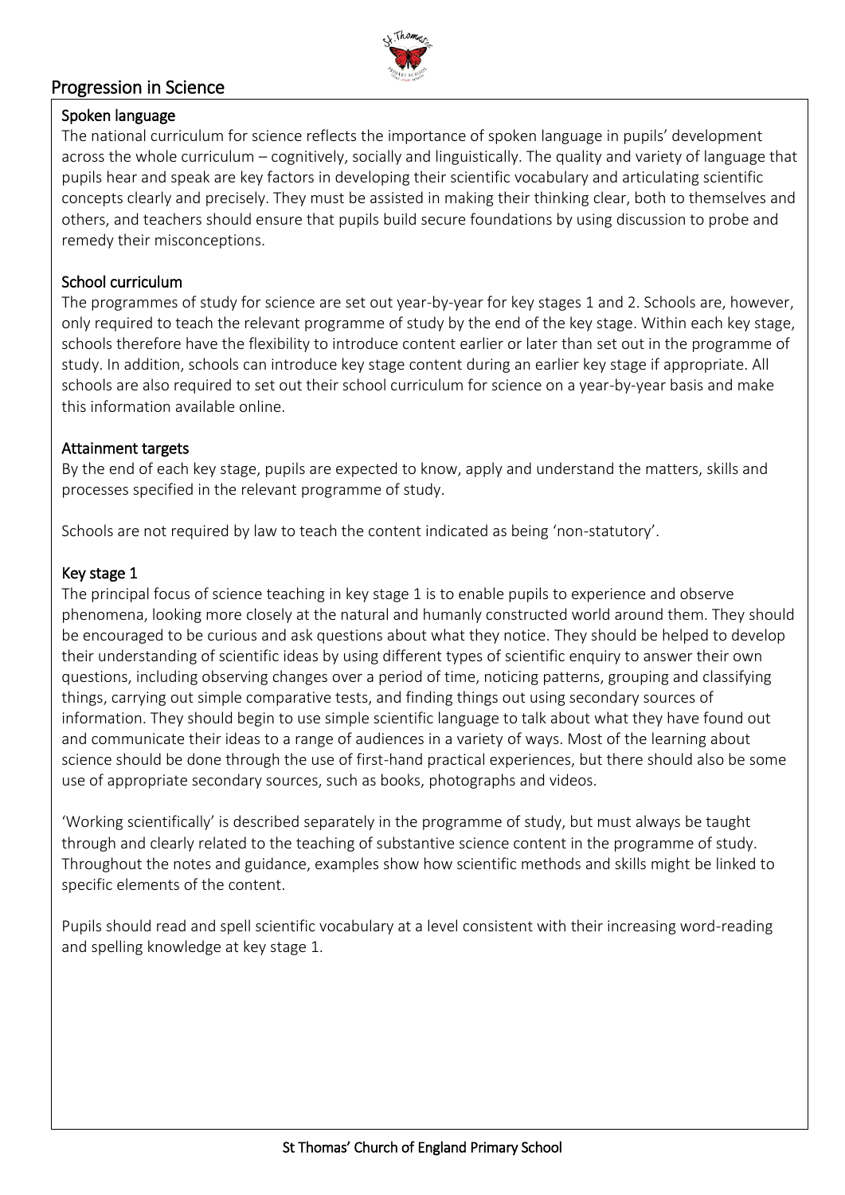# Progression in Science

## Spoken language

The national curriculum for science reflects the importance of spoken language in pupils' development across the whole curriculum – cognitively, socially and linguistically. The quality and variety of language that pupils hear and speak are key factors in developing their scientific vocabulary and articulating scientific concepts clearly and precisely. They must be assisted in making their thinking clear, both to themselves and others, and teachers should ensure that pupils build secure foundations by using discussion to probe and remedy their misconceptions.

## School curriculum

The programmes of study for science are set out year-by-year for key stages 1 and 2. Schools are, however, only required to teach the relevant programme of study by the end of the key stage. Within each key stage, schools therefore have the flexibility to introduce content earlier or later than set out in the programme of study. In addition, schools can introduce key stage content during an earlier key stage if appropriate. All schools are also required to set out their school curriculum for science on a year-by-year basis and make this information available online.

## Attainment targets

By the end of each key stage, pupils are expected to know, apply and understand the matters, skills and processes specified in the relevant programme of study.

Schools are not required by law to teach the content indicated as being 'non-statutory'.

## Key stage 1

The principal focus of science teaching in key stage 1 is to enable pupils to experience and observe phenomena, looking more closely at the natural and humanly constructed world around them. They should be encouraged to be curious and ask questions about what they notice. They should be helped to develop their understanding of scientific ideas by using different types of scientific enquiry to answer their own questions, including observing changes over a period of time, noticing patterns, grouping and classifying things, carrying out simple comparative tests, and finding things out using secondary sources of information. They should begin to use simple scientific language to talk about what they have found out and communicate their ideas to a range of audiences in a variety of ways. Most of the learning about science should be done through the use of first-hand practical experiences, but there should also be some use of appropriate secondary sources, such as books, photographs and videos.

'Working scientifically' is described separately in the programme of study, but must always be taught through and clearly related to the teaching of substantive science content in the programme of study. Throughout the notes and guidance, examples show how scientific methods and skills might be linked to specific elements of the content.

Pupils should read and spell scientific vocabulary at a level consistent with their increasing word-reading and spelling knowledge at key stage 1.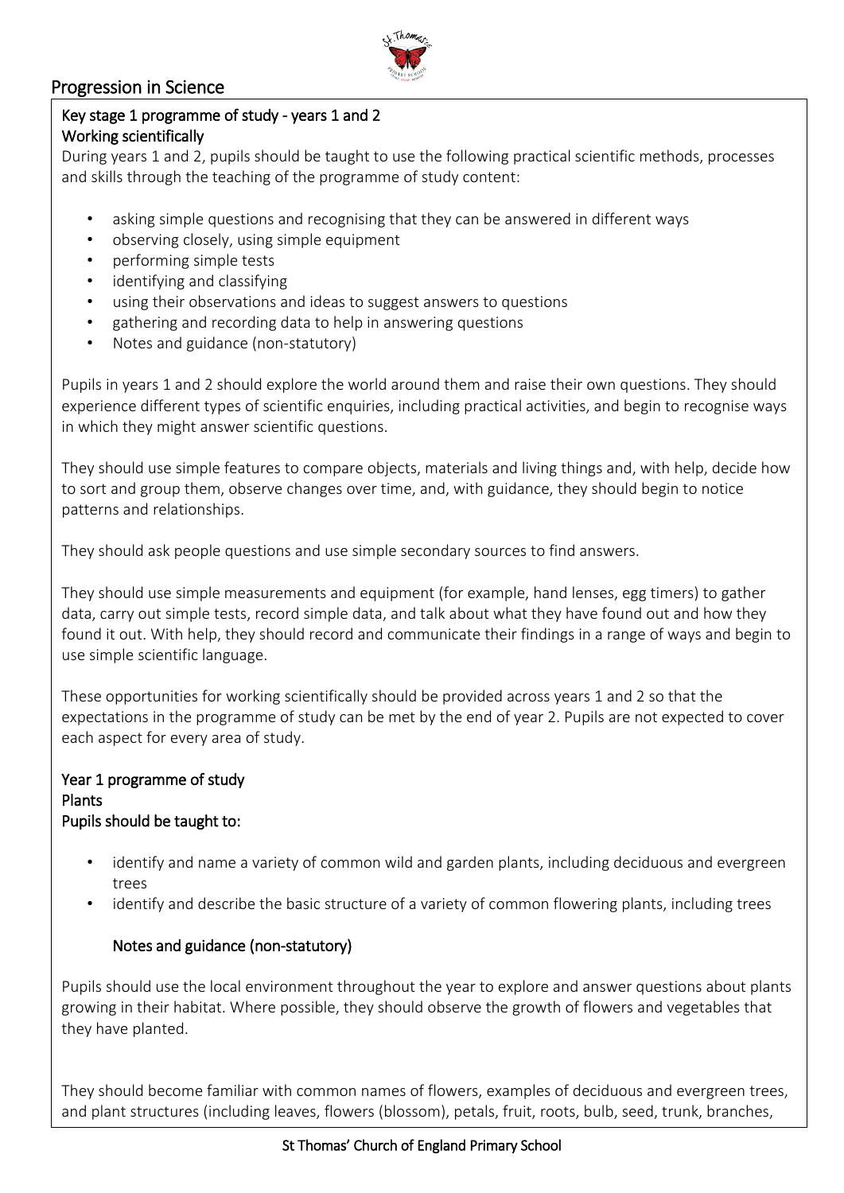## Progression in Science

### Key stage 1 programme of study - years 1 and 2

### Working scientifically

During years 1 and 2, pupils should be taught to use the following practical scientific methods, processes and skills through the teaching of the programme of study content:

- asking simple questions and recognising that they can be answered in different ways
- observing closely, using simple equipment
- performing simple tests
- identifying and classifying
- using their observations and ideas to suggest answers to questions
- gathering and recording data to help in answering questions
- Notes and guidance (non-statutory)

Pupils in years 1 and 2 should explore the world around them and raise their own questions. They should experience different types of scientific enquiries, including practical activities, and begin to recognise ways in which they might answer scientific questions.

They should use simple features to compare objects, materials and living things and, with help, decide how to sort and group them, observe changes over time, and, with guidance, they should begin to notice patterns and relationships.

They should ask people questions and use simple secondary sources to find answers.

They should use simple measurements and equipment (for example, hand lenses, egg timers) to gather data, carry out simple tests, record simple data, and talk about what they have found out and how they found it out. With help, they should record and communicate their findings in a range of ways and begin to use simple scientific language.

These opportunities for working scientifically should be provided across years 1 and 2 so that the expectations in the programme of study can be met by the end of year 2. Pupils are not expected to cover each aspect for every area of study.

### Year 1 programme of study

### Plants

### Pupils should be taught to:

- identify and name a variety of common wild and garden plants, including deciduous and evergreen trees
- identify and describe the basic structure of a variety of common flowering plants, including trees

#### Notes and guidance (non-statutory)

Pupils should use the local environment throughout the year to explore and answer questions about plants growing in their habitat. Where possible, they should observe the growth of flowers and vegetables that they have planted.

They should become familiar with common names of flowers, examples of deciduous and evergreen trees, and plant structures (including leaves, flowers (blossom), petals, fruit, roots, bulb, seed, trunk, branches,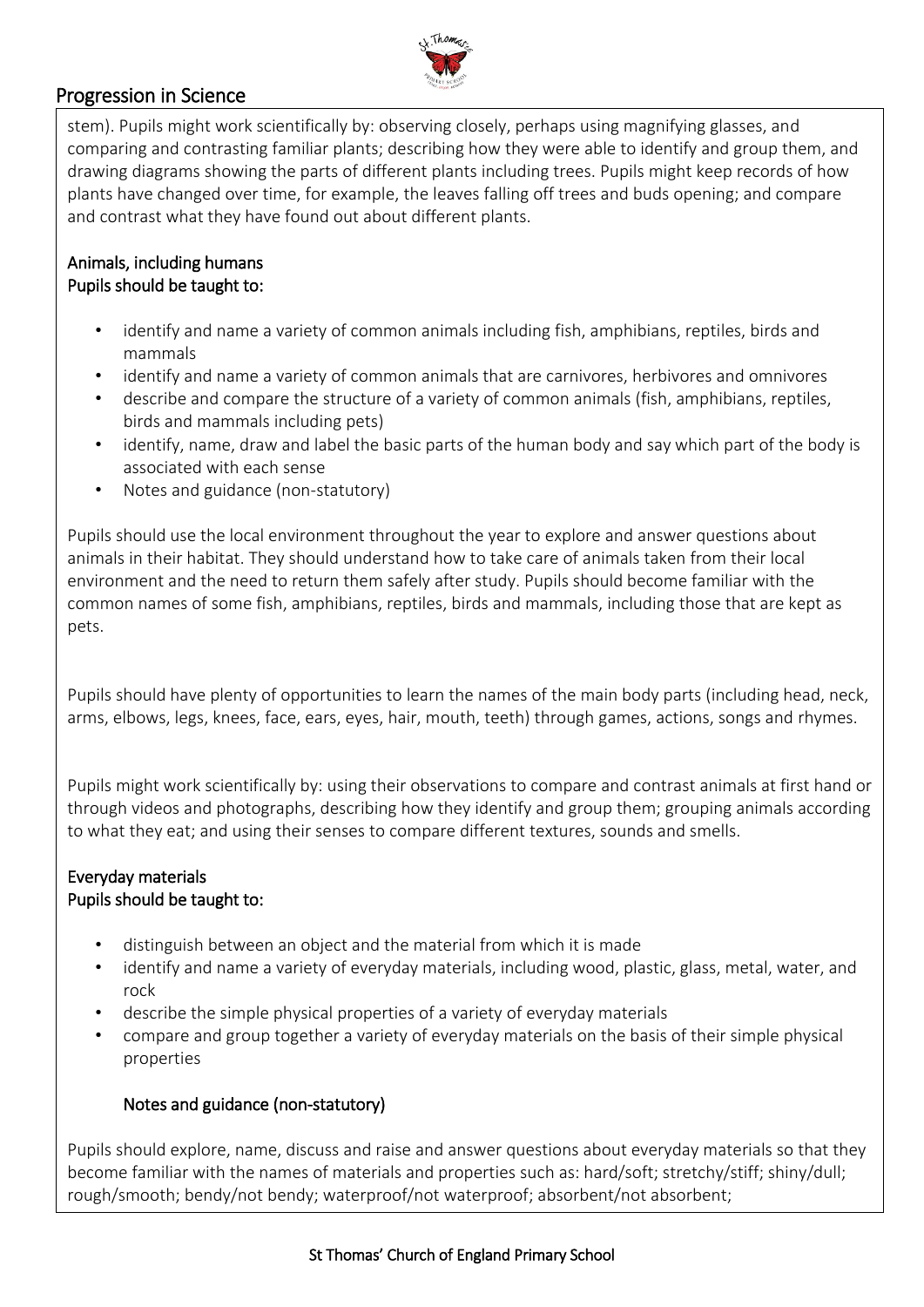stem). Pupils might work scientifically by: observing closely, perhaps using magnifying glasses, and comparing and contrasting familiar plants; describing how they were able to identify and group them, and drawing diagrams showing the parts of different plants including trees. Pupils might keep records of how plants have changed over time, for example, the leaves falling off trees and buds opening; and compare and contrast what they have found out about different plants.

**Animals, including humans**
**Pupils should be taught to:**

- identify and name a variety of common animals including fish, amphibians, reptiles, birds and mammals
- identify and name a variety of common animals that are carnivores, herbivores and omnivores
- describe and compare the structure of a variety of common animals (fish, amphibians, reptiles, birds and mammals including pets)
- identify, name, draw and label the basic parts of the human body and say which part of the body is associated with each sense
- Notes and guidance (non-statutory)

Pupils should use the local environment throughout the year to explore and answer questions about animals in their habitat. They should understand how to take care of animals taken from their local environment and the need to return them safely after study. Pupils should become familiar with the common names of some fish, amphibians, reptiles, birds and mammals, including those that are kept as pets.

Pupils should have plenty of opportunities to learn the names of the main body parts (including head, neck, arms, elbows, legs, knees, face, ears, eyes, hair, mouth, teeth) through games, actions, songs and rhymes.

Pupils might work scientifically by: using their observations to compare and contrast animals at first hand or through videos and photographs, describing how they identify and group them; grouping animals according to what they eat; and using their senses to compare different textures, sounds and smells.

**Everyday materials**
**Pupils should be taught to:**

- distinguish between an object and the material from which it is made
- identify and name a variety of everyday materials, including wood, plastic, glass, metal, water, and rock
- describe the simple physical properties of a variety of everyday materials
- compare and group together a variety of everyday materials on the basis of their simple physical properties

**Notes and guidance (non-statutory)**

Pupils should explore, name, discuss and raise and answer questions about everyday materials so that they become familiar with the names of materials and properties such as: hard/soft; stretchy/stiff; shiny/dull; rough/smooth; bendy/not bendy; waterproof/not waterproof; absorbent/not absorbent;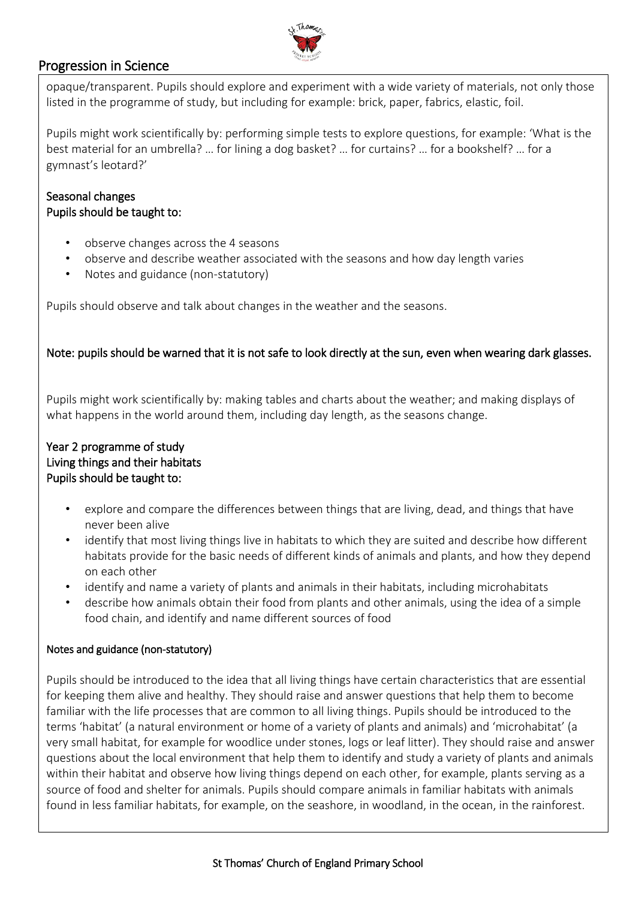opaque/transparent. Pupils should explore and experiment with a wide variety of materials, not only those listed in the programme of study, but including for example: brick, paper, fabrics, elastic, foil.

Pupils might work scientifically by: performing simple tests to explore questions, for example: 'What is the best material for an umbrella? … for lining a dog basket? … for curtains? … for a bookshelf? … for a gymnast's leotard?'

### Seasonal changes
### Pupils should be taught to:

- observe changes across the 4 seasons
- observe and describe weather associated with the seasons and how day length varies
- Notes and guidance (non-statutory)

Pupils should observe and talk about changes in the weather and the seasons.

Note: pupils should be warned that it is not safe to look directly at the sun, even when wearing dark glasses.

Pupils might work scientifically by: making tables and charts about the weather; and making displays of what happens in the world around them, including day length, as the seasons change.

### Year 2 programme of study
### Living things and their habitats
### Pupils should be taught to:

- explore and compare the differences between things that are living, dead, and things that have never been alive
- identify that most living things live in habitats to which they are suited and describe how different habitats provide for the basic needs of different kinds of animals and plants, and how they depend on each other
- identify and name a variety of plants and animals in their habitats, including microhabitats
- describe how animals obtain their food from plants and other animals, using the idea of a simple food chain, and identify and name different sources of food

#### Notes and guidance (non-statutory)

Pupils should be introduced to the idea that all living things have certain characteristics that are essential for keeping them alive and healthy. They should raise and answer questions that help them to become familiar with the life processes that are common to all living things. Pupils should be introduced to the terms 'habitat' (a natural environment or home of a variety of plants and animals) and 'microhabitat' (a very small habitat, for example for woodlice under stones, logs or leaf litter). They should raise and answer questions about the local environment that help them to identify and study a variety of plants and animals within their habitat and observe how living things depend on each other, for example, plants serving as a source of food and shelter for animals. Pupils should compare animals in familiar habitats with animals found in less familiar habitats, for example, on the seashore, in woodland, in the ocean, in the rainforest.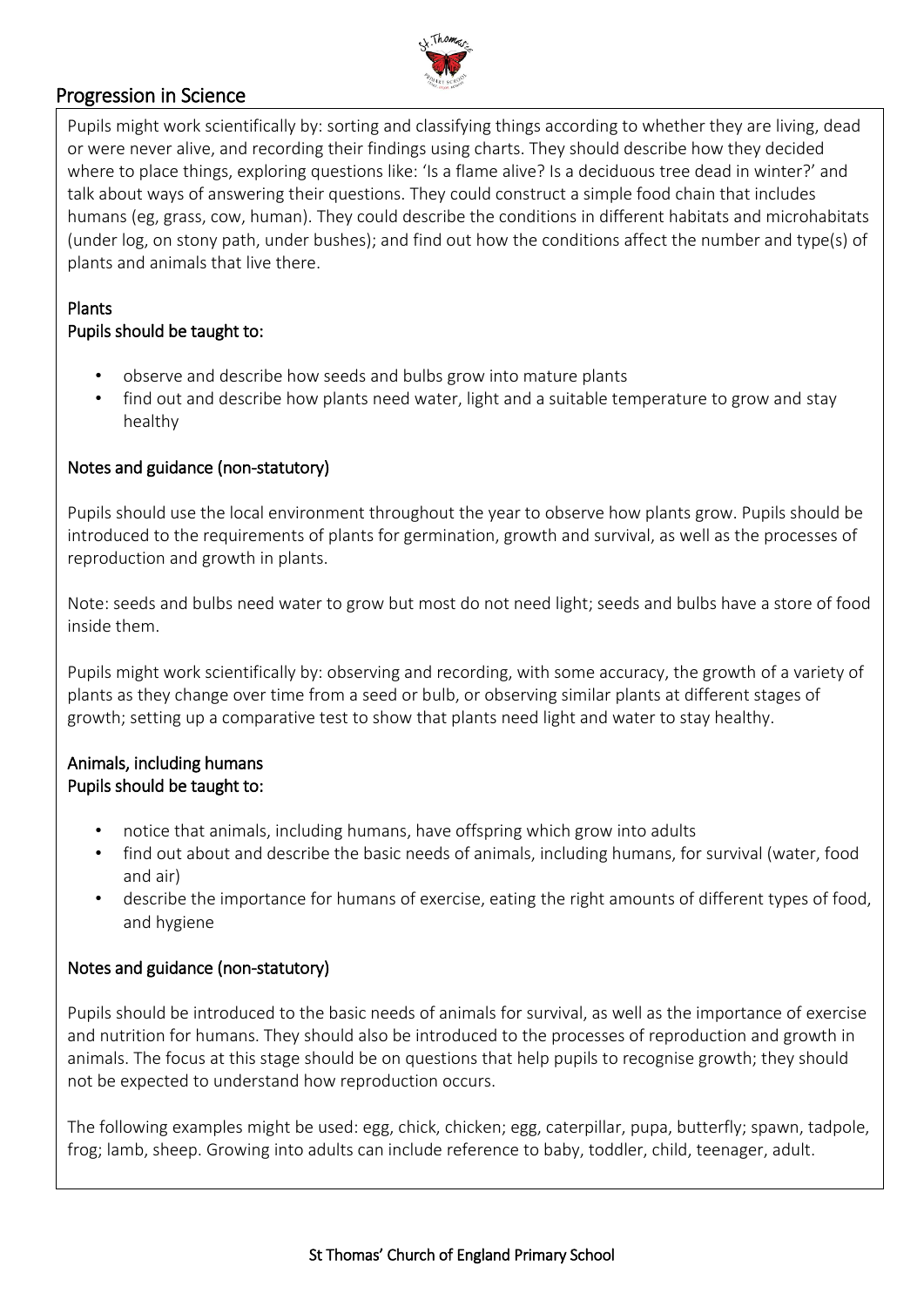## Progression in Science

Pupils might work scientifically by: sorting and classifying things according to whether they are living, dead or were never alive, and recording their findings using charts. They should describe how they decided where to place things, exploring questions like: 'Is a flame alive? Is a deciduous tree dead in winter?' and talk about ways of answering their questions. They could construct a simple food chain that includes humans (eg, grass, cow, human). They could describe the conditions in different habitats and microhabitats (under log, on stony path, under bushes); and find out how the conditions affect the number and type(s) of plants and animals that live there.

### Plants

**Pupils should be taught to:**

- observe and describe how seeds and bulbs grow into mature plants
- find out and describe how plants need water, light and a suitable temperature to grow and stay healthy

**Notes and guidance (non-statutory)**

Pupils should use the local environment throughout the year to observe how plants grow. Pupils should be introduced to the requirements of plants for germination, growth and survival, as well as the processes of reproduction and growth in plants.

Note: seeds and bulbs need water to grow but most do not need light; seeds and bulbs have a store of food inside them.

Pupils might work scientifically by: observing and recording, with some accuracy, the growth of a variety of plants as they change over time from a seed or bulb, or observing similar plants at different stages of growth; setting up a comparative test to show that plants need light and water to stay healthy.

### Animals, including humans

**Pupils should be taught to:**

- notice that animals, including humans, have offspring which grow into adults
- find out about and describe the basic needs of animals, including humans, for survival (water, food and air)
- describe the importance for humans of exercise, eating the right amounts of different types of food, and hygiene

**Notes and guidance (non-statutory)**

Pupils should be introduced to the basic needs of animals for survival, as well as the importance of exercise and nutrition for humans. They should also be introduced to the processes of reproduction and growth in animals. The focus at this stage should be on questions that help pupils to recognise growth; they should not be expected to understand how reproduction occurs.

The following examples might be used: egg, chick, chicken; egg, caterpillar, pupa, butterfly; spawn, tadpole, frog; lamb, sheep. Growing into adults can include reference to baby, toddler, child, teenager, adult.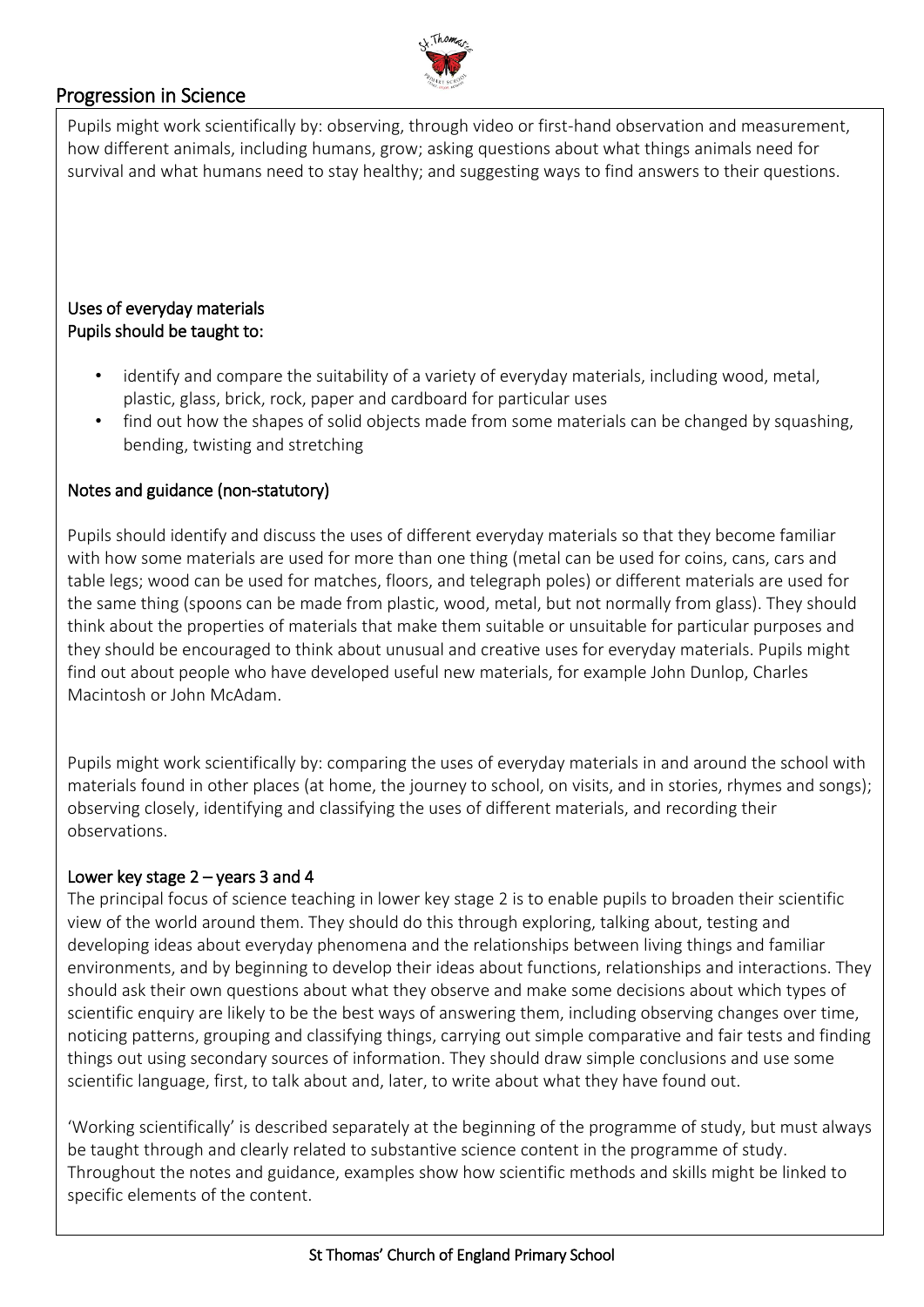Pupils might work scientifically by: observing, through video or first-hand observation and measurement, how different animals, including humans, grow; asking questions about what things animals need for survival and what humans need to stay healthy; and suggesting ways to find answers to their questions.

## Uses of everyday materials

**Pupils should be taught to:**

- identify and compare the suitability of a variety of everyday materials, including wood, metal, plastic, glass, brick, rock, paper and cardboard for particular uses
- find out how the shapes of solid objects made from some materials can be changed by squashing, bending, twisting and stretching

### Notes and guidance (non-statutory)

Pupils should identify and discuss the uses of different everyday materials so that they become familiar with how some materials are used for more than one thing (metal can be used for coins, cans, cars and table legs; wood can be used for matches, floors, and telegraph poles) or different materials are used for the same thing (spoons can be made from plastic, wood, metal, but not normally from glass). They should think about the properties of materials that make them suitable or unsuitable for particular purposes and they should be encouraged to think about unusual and creative uses for everyday materials. Pupils might find out about people who have developed useful new materials, for example John Dunlop, Charles Macintosh or John McAdam.

Pupils might work scientifically by: comparing the uses of everyday materials in and around the school with materials found in other places (at home, the journey to school, on visits, and in stories, rhymes and songs); observing closely, identifying and classifying the uses of different materials, and recording their observations.

## Lower key stage 2 – years 3 and 4

The principal focus of science teaching in lower key stage 2 is to enable pupils to broaden their scientific view of the world around them. They should do this through exploring, talking about, testing and developing ideas about everyday phenomena and the relationships between living things and familiar environments, and by beginning to develop their ideas about functions, relationships and interactions. They should ask their own questions about what they observe and make some decisions about which types of scientific enquiry are likely to be the best ways of answering them, including observing changes over time, noticing patterns, grouping and classifying things, carrying out simple comparative and fair tests and finding things out using secondary sources of information. They should draw simple conclusions and use some scientific language, first, to talk about and, later, to write about what they have found out.

'Working scientifically' is described separately at the beginning of the programme of study, but must always be taught through and clearly related to substantive science content in the programme of study. Throughout the notes and guidance, examples show how scientific methods and skills might be linked to specific elements of the content.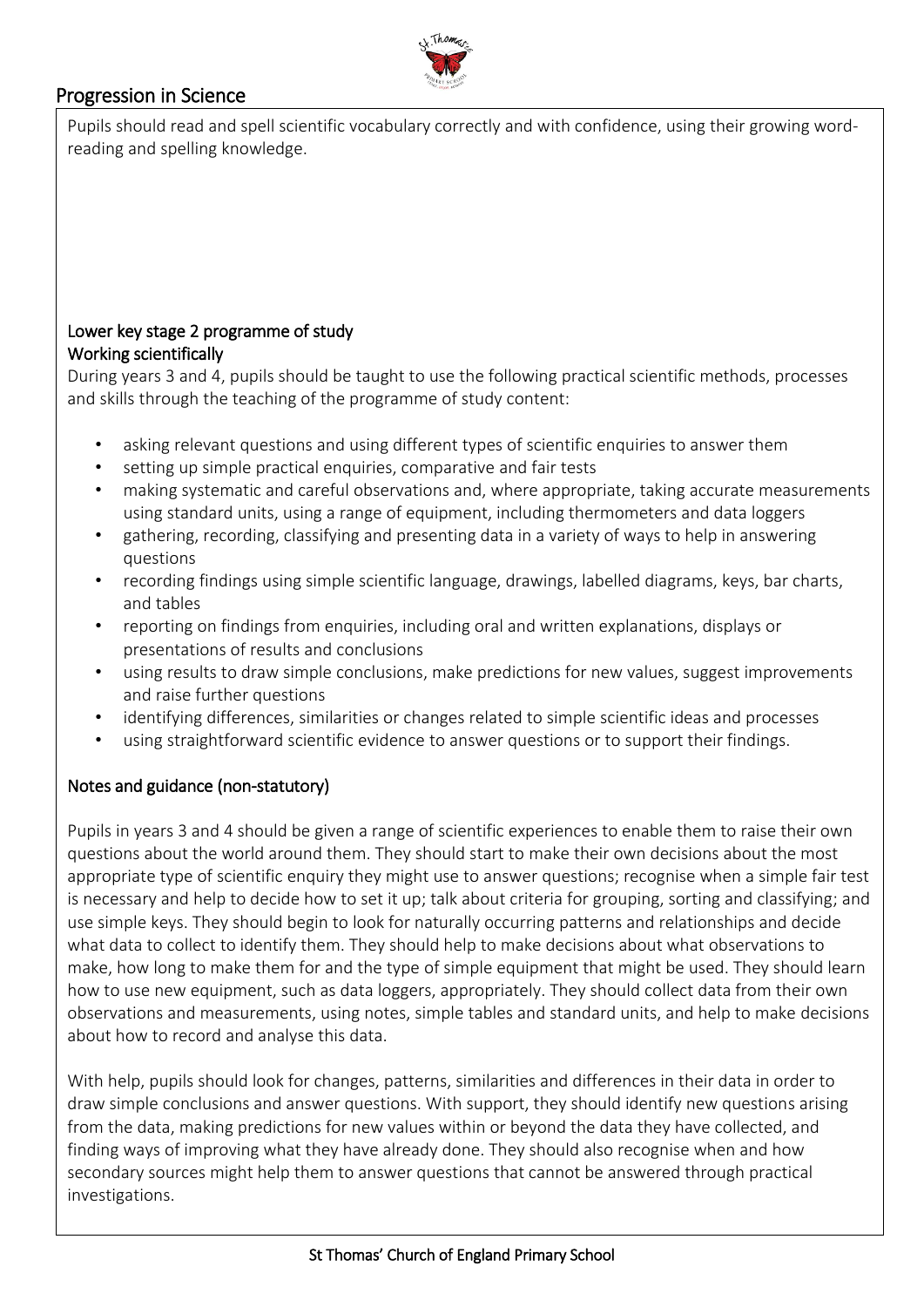# Progression in Science

Pupils should read and spell scientific vocabulary correctly and with confidence, using their growing word-reading and spelling knowledge.

## Lower key stage 2 programme of study

### Working scientifically

During years 3 and 4, pupils should be taught to use the following practical scientific methods, processes and skills through the teaching of the programme of study content:

- asking relevant questions and using different types of scientific enquiries to answer them
- setting up simple practical enquiries, comparative and fair tests
- making systematic and careful observations and, where appropriate, taking accurate measurements using standard units, using a range of equipment, including thermometers and data loggers
- gathering, recording, classifying and presenting data in a variety of ways to help in answering questions
- recording findings using simple scientific language, drawings, labelled diagrams, keys, bar charts, and tables
- reporting on findings from enquiries, including oral and written explanations, displays or presentations of results and conclusions
- using results to draw simple conclusions, make predictions for new values, suggest improvements and raise further questions
- identifying differences, similarities or changes related to simple scientific ideas and processes
- using straightforward scientific evidence to answer questions or to support their findings.

### Notes and guidance (non-statutory)

Pupils in years 3 and 4 should be given a range of scientific experiences to enable them to raise their own questions about the world around them. They should start to make their own decisions about the most appropriate type of scientific enquiry they might use to answer questions; recognise when a simple fair test is necessary and help to decide how to set it up; talk about criteria for grouping, sorting and classifying; and use simple keys. They should begin to look for naturally occurring patterns and relationships and decide what data to collect to identify them. They should help to make decisions about what observations to make, how long to make them for and the type of simple equipment that might be used. They should learn how to use new equipment, such as data loggers, appropriately. They should collect data from their own observations and measurements, using notes, simple tables and standard units, and help to make decisions about how to record and analyse this data.

With help, pupils should look for changes, patterns, similarities and differences in their data in order to draw simple conclusions and answer questions. With support, they should identify new questions arising from the data, making predictions for new values within or beyond the data they have collected, and finding ways of improving what they have already done. They should also recognise when and how secondary sources might help them to answer questions that cannot be answered through practical investigations.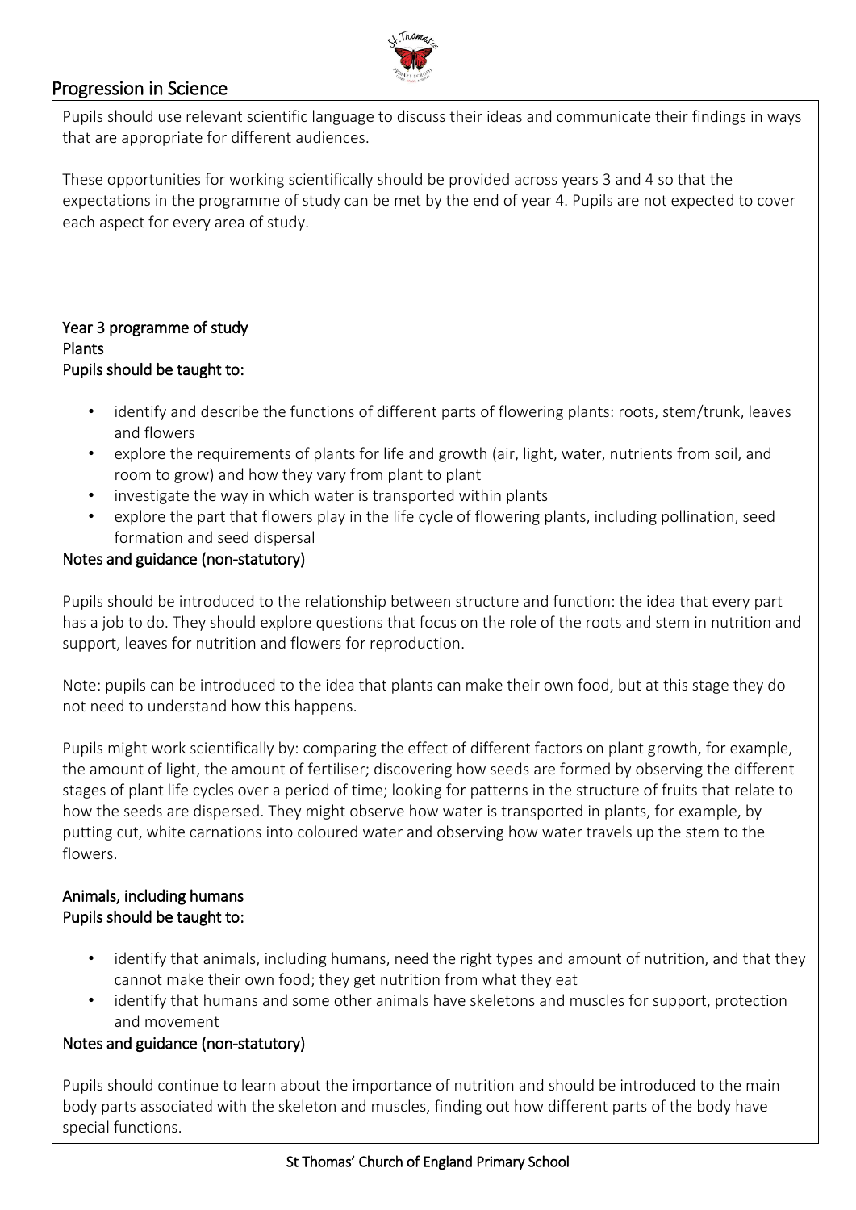## Progression in Science

Pupils should use relevant scientific language to discuss their ideas and communicate their findings in ways that are appropriate for different audiences.

These opportunities for working scientifically should be provided across years 3 and 4 so that the expectations in the programme of study can be met by the end of year 4. Pupils are not expected to cover each aspect for every area of study.

### Year 3 programme of study

### Plants

**Pupils should be taught to:**

- identify and describe the functions of different parts of flowering plants: roots, stem/trunk, leaves and flowers
- explore the requirements of plants for life and growth (air, light, water, nutrients from soil, and room to grow) and how they vary from plant to plant
- investigate the way in which water is transported within plants
- explore the part that flowers play in the life cycle of flowering plants, including pollination, seed formation and seed dispersal

**Notes and guidance (non-statutory)**

Pupils should be introduced to the relationship between structure and function: the idea that every part has a job to do. They should explore questions that focus on the role of the roots and stem in nutrition and support, leaves for nutrition and flowers for reproduction.

Note: pupils can be introduced to the idea that plants can make their own food, but at this stage they do not need to understand how this happens.

Pupils might work scientifically by: comparing the effect of different factors on plant growth, for example, the amount of light, the amount of fertiliser; discovering how seeds are formed by observing the different stages of plant life cycles over a period of time; looking for patterns in the structure of fruits that relate to how the seeds are dispersed. They might observe how water is transported in plants, for example, by putting cut, white carnations into coloured water and observing how water travels up the stem to the flowers.

### Animals, including humans

**Pupils should be taught to:**

- identify that animals, including humans, need the right types and amount of nutrition, and that they cannot make their own food; they get nutrition from what they eat
- identify that humans and some other animals have skeletons and muscles for support, protection and movement

**Notes and guidance (non-statutory)**

Pupils should continue to learn about the importance of nutrition and should be introduced to the main body parts associated with the skeleton and muscles, finding out how different parts of the body have special functions.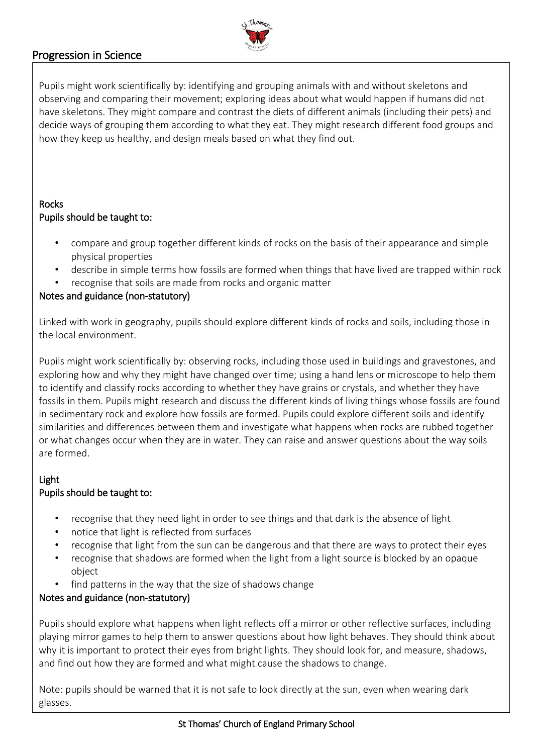Pupils might work scientifically by: identifying and grouping animals with and without skeletons and observing and comparing their movement; exploring ideas about what would happen if humans did not have skeletons. They might compare and contrast the diets of different animals (including their pets) and decide ways of grouping them according to what they eat. They might research different food groups and how they keep us healthy, and design meals based on what they find out.

### Rocks

**Pupils should be taught to:**

- compare and group together different kinds of rocks on the basis of their appearance and simple physical properties
- describe in simple terms how fossils are formed when things that have lived are trapped within rock
- recognise that soils are made from rocks and organic matter

**Notes and guidance (non-statutory)**

Linked with work in geography, pupils should explore different kinds of rocks and soils, including those in the local environment.

Pupils might work scientifically by: observing rocks, including those used in buildings and gravestones, and exploring how and why they might have changed over time; using a hand lens or microscope to help them to identify and classify rocks according to whether they have grains or crystals, and whether they have fossils in them. Pupils might research and discuss the different kinds of living things whose fossils are found in sedimentary rock and explore how fossils are formed. Pupils could explore different soils and identify similarities and differences between them and investigate what happens when rocks are rubbed together or what changes occur when they are in water. They can raise and answer questions about the way soils are formed.

### Light

**Pupils should be taught to:**

- recognise that they need light in order to see things and that dark is the absence of light
- notice that light is reflected from surfaces
- recognise that light from the sun can be dangerous and that there are ways to protect their eyes
- recognise that shadows are formed when the light from a light source is blocked by an opaque object
- find patterns in the way that the size of shadows change

**Notes and guidance (non-statutory)**

Pupils should explore what happens when light reflects off a mirror or other reflective surfaces, including playing mirror games to help them to answer questions about how light behaves. They should think about why it is important to protect their eyes from bright lights. They should look for, and measure, shadows, and find out how they are formed and what might cause the shadows to change.

Note: pupils should be warned that it is not safe to look directly at the sun, even when wearing dark glasses.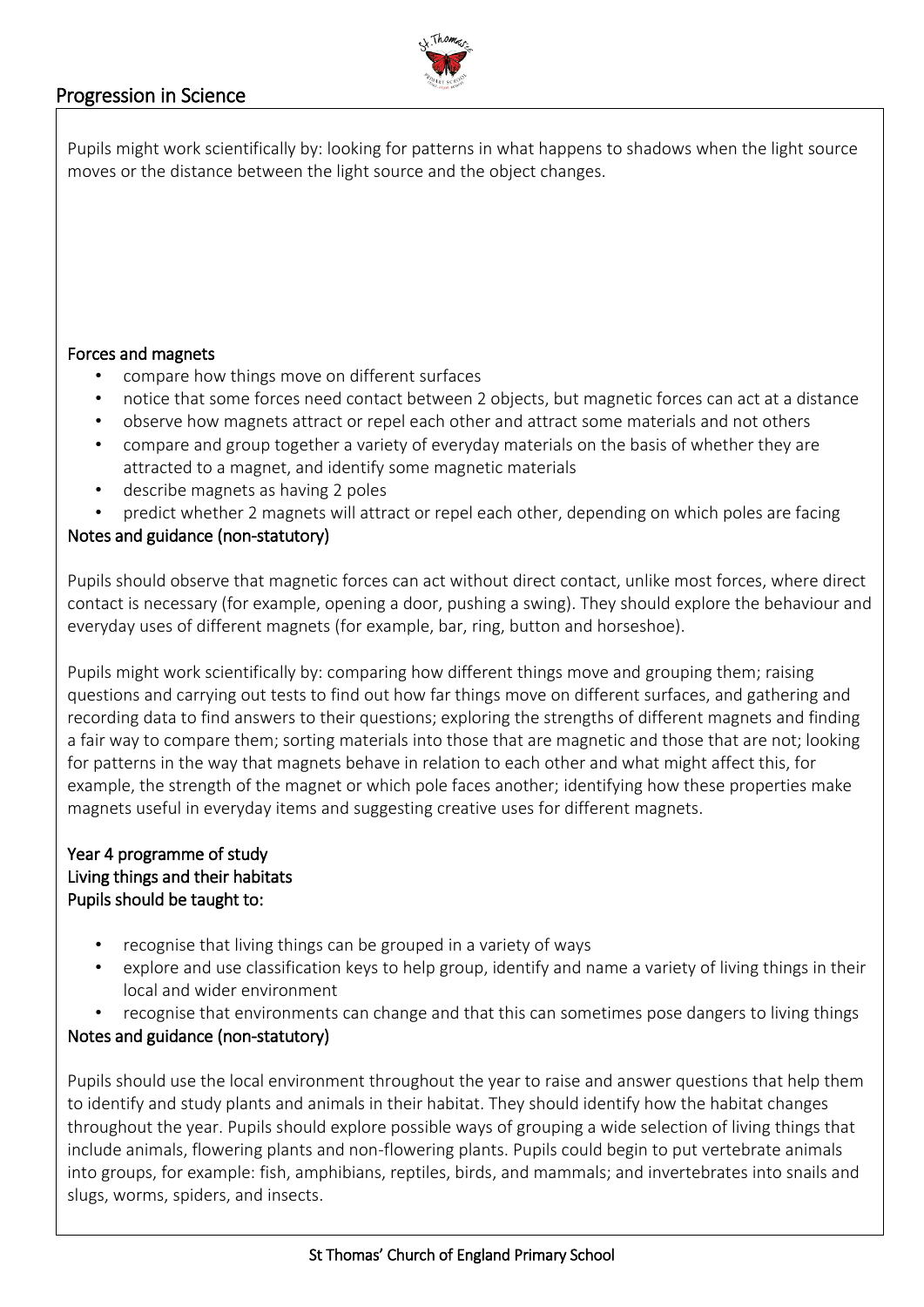Pupils might work scientifically by: looking for patterns in what happens to shadows when the light source moves or the distance between the light source and the object changes.

**Forces and magnets**

- compare how things move on different surfaces
- notice that some forces need contact between 2 objects, but magnetic forces can act at a distance
- observe how magnets attract or repel each other and attract some materials and not others
- compare and group together a variety of everyday materials on the basis of whether they are attracted to a magnet, and identify some magnetic materials
- describe magnets as having 2 poles
- predict whether 2 magnets will attract or repel each other, depending on which poles are facing

**Notes and guidance (non-statutory)**

Pupils should observe that magnetic forces can act without direct contact, unlike most forces, where direct contact is necessary (for example, opening a door, pushing a swing). They should explore the behaviour and everyday uses of different magnets (for example, bar, ring, button and horseshoe).

Pupils might work scientifically by: comparing how different things move and grouping them; raising questions and carrying out tests to find out how far things move on different surfaces, and gathering and recording data to find answers to their questions; exploring the strengths of different magnets and finding a fair way to compare them; sorting materials into those that are magnetic and those that are not; looking for patterns in the way that magnets behave in relation to each other and what might affect this, for example, the strength of the magnet or which pole faces another; identifying how these properties make magnets useful in everyday items and suggesting creative uses for different magnets.

**Year 4 programme of study**
**Living things and their habitats**
**Pupils should be taught to:**

- recognise that living things can be grouped in a variety of ways
- explore and use classification keys to help group, identify and name a variety of living things in their local and wider environment
- recognise that environments can change and that this can sometimes pose dangers to living things

**Notes and guidance (non-statutory)**

Pupils should use the local environment throughout the year to raise and answer questions that help them to identify and study plants and animals in their habitat. They should identify how the habitat changes throughout the year. Pupils should explore possible ways of grouping a wide selection of living things that include animals, flowering plants and non-flowering plants. Pupils could begin to put vertebrate animals into groups, for example: fish, amphibians, reptiles, birds, and mammals; and invertebrates into snails and slugs, worms, spiders, and insects.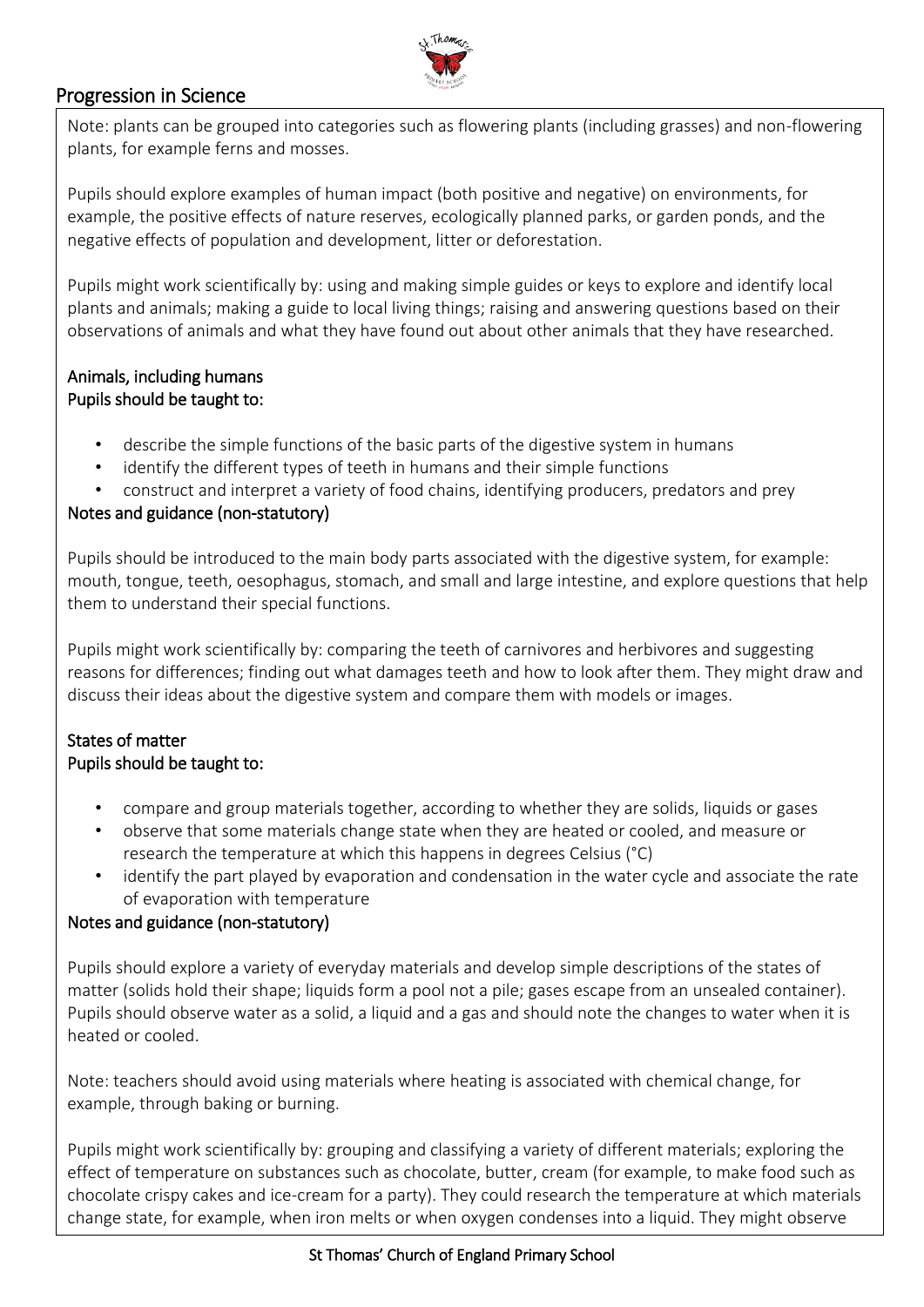## Progression in Science

Note: plants can be grouped into categories such as flowering plants (including grasses) and non-flowering plants, for example ferns and mosses.

Pupils should explore examples of human impact (both positive and negative) on environments, for example, the positive effects of nature reserves, ecologically planned parks, or garden ponds, and the negative effects of population and development, litter or deforestation.

Pupils might work scientifically by: using and making simple guides or keys to explore and identify local plants and animals; making a guide to local living things; raising and answering questions based on their observations of animals and what they have found out about other animals that they have researched.

### Animals, including humans
**Pupils should be taught to:**

- describe the simple functions of the basic parts of the digestive system in humans
- identify the different types of teeth in humans and their simple functions
- construct and interpret a variety of food chains, identifying producers, predators and prey

**Notes and guidance (non-statutory)**

Pupils should be introduced to the main body parts associated with the digestive system, for example: mouth, tongue, teeth, oesophagus, stomach, and small and large intestine, and explore questions that help them to understand their special functions.

Pupils might work scientifically by: comparing the teeth of carnivores and herbivores and suggesting reasons for differences; finding out what damages teeth and how to look after them. They might draw and discuss their ideas about the digestive system and compare them with models or images.

### States of matter
**Pupils should be taught to:**

- compare and group materials together, according to whether they are solids, liquids or gases
- observe that some materials change state when they are heated or cooled, and measure or research the temperature at which this happens in degrees Celsius (°C)
- identify the part played by evaporation and condensation in the water cycle and associate the rate of evaporation with temperature

**Notes and guidance (non-statutory)**

Pupils should explore a variety of everyday materials and develop simple descriptions of the states of matter (solids hold their shape; liquids form a pool not a pile; gases escape from an unsealed container). Pupils should observe water as a solid, a liquid and a gas and should note the changes to water when it is heated or cooled.

Note: teachers should avoid using materials where heating is associated with chemical change, for example, through baking or burning.

Pupils might work scientifically by: grouping and classifying a variety of different materials; exploring the effect of temperature on substances such as chocolate, butter, cream (for example, to make food such as chocolate crispy cakes and ice-cream for a party). They could research the temperature at which materials change state, for example, when iron melts or when oxygen condenses into a liquid. They might observe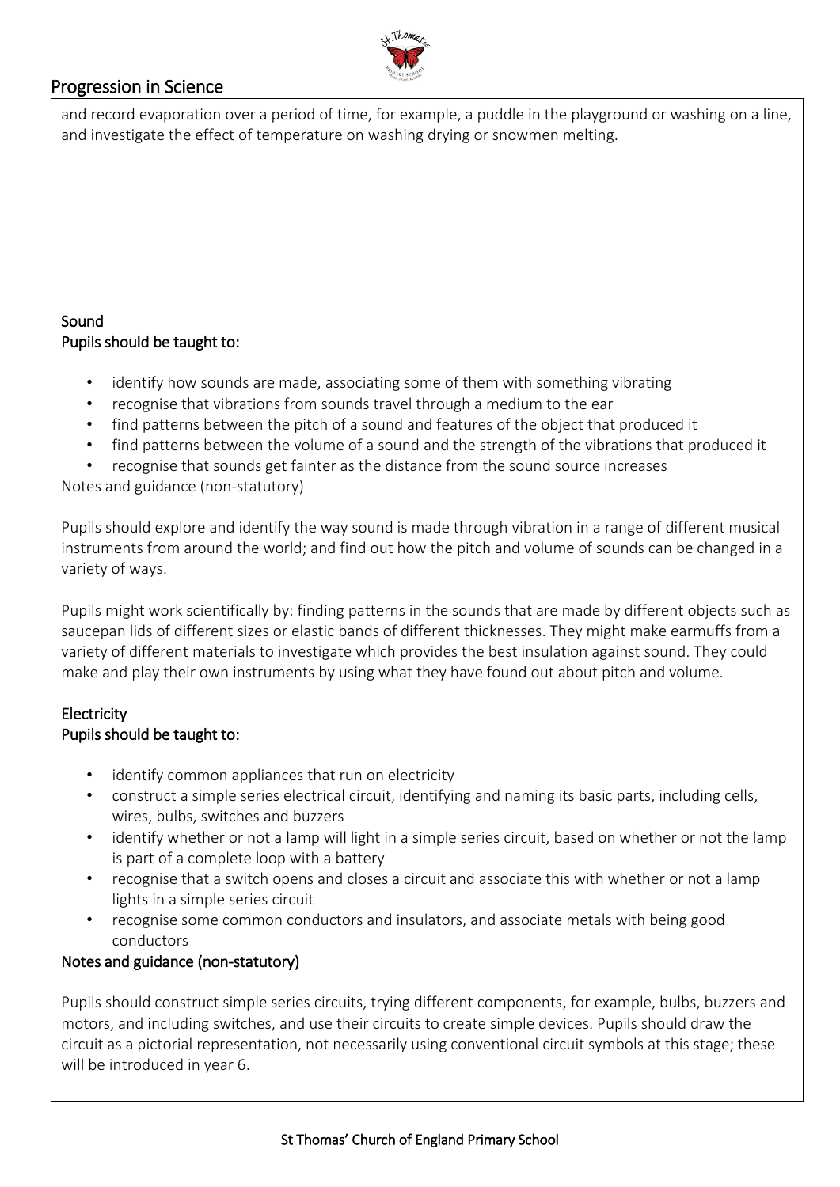and record evaporation over a period of time, for example, a puddle in the playground or washing on a line, and investigate the effect of temperature on washing drying or snowmen melting.

**Sound**

**Pupils should be taught to:**

- identify how sounds are made, associating some of them with something vibrating
- recognise that vibrations from sounds travel through a medium to the ear
- find patterns between the pitch of a sound and features of the object that produced it
- find patterns between the volume of a sound and the strength of the vibrations that produced it
- recognise that sounds get fainter as the distance from the sound source increases

Notes and guidance (non-statutory)

Pupils should explore and identify the way sound is made through vibration in a range of different musical instruments from around the world; and find out how the pitch and volume of sounds can be changed in a variety of ways.

Pupils might work scientifically by: finding patterns in the sounds that are made by different objects such as saucepan lids of different sizes or elastic bands of different thicknesses. They might make earmuffs from a variety of different materials to investigate which provides the best insulation against sound. They could make and play their own instruments by using what they have found out about pitch and volume.

**Electricity**

**Pupils should be taught to:**

- identify common appliances that run on electricity
- construct a simple series electrical circuit, identifying and naming its basic parts, including cells, wires, bulbs, switches and buzzers
- identify whether or not a lamp will light in a simple series circuit, based on whether or not the lamp is part of a complete loop with a battery
- recognise that a switch opens and closes a circuit and associate this with whether or not a lamp lights in a simple series circuit
- recognise some common conductors and insulators, and associate metals with being good conductors

**Notes and guidance (non-statutory)**

Pupils should construct simple series circuits, trying different components, for example, bulbs, buzzers and motors, and including switches, and use their circuits to create simple devices. Pupils should draw the circuit as a pictorial representation, not necessarily using conventional circuit symbols at this stage; these will be introduced in year 6.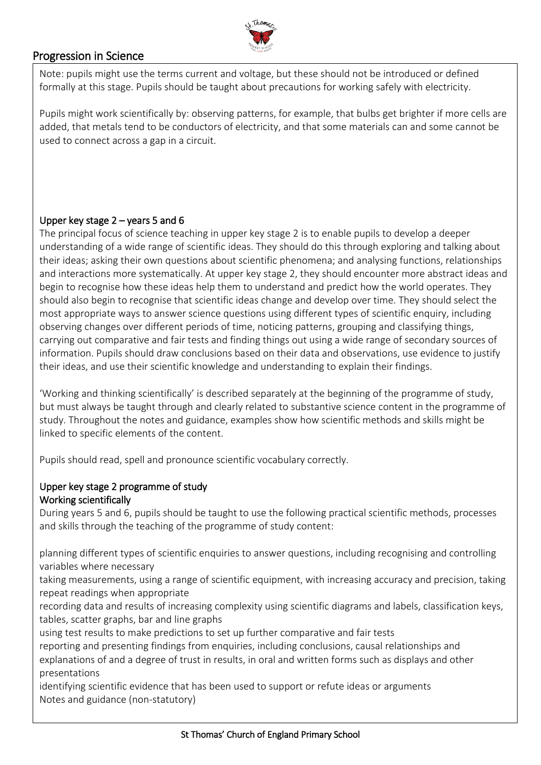Note: pupils might use the terms current and voltage, but these should not be introduced or defined formally at this stage. Pupils should be taught about precautions for working safely with electricity.

Pupils might work scientifically by: observing patterns, for example, that bulbs get brighter if more cells are added, that metals tend to be conductors of electricity, and that some materials can and some cannot be used to connect across a gap in a circuit.

### Upper key stage 2 – years 5 and 6

The principal focus of science teaching in upper key stage 2 is to enable pupils to develop a deeper understanding of a wide range of scientific ideas. They should do this through exploring and talking about their ideas; asking their own questions about scientific phenomena; and analysing functions, relationships and interactions more systematically. At upper key stage 2, they should encounter more abstract ideas and begin to recognise how these ideas help them to understand and predict how the world operates. They should also begin to recognise that scientific ideas change and develop over time. They should select the most appropriate ways to answer science questions using different types of scientific enquiry, including observing changes over different periods of time, noticing patterns, grouping and classifying things, carrying out comparative and fair tests and finding things out using a wide range of secondary sources of information. Pupils should draw conclusions based on their data and observations, use evidence to justify their ideas, and use their scientific knowledge and understanding to explain their findings.

'Working and thinking scientifically' is described separately at the beginning of the programme of study, but must always be taught through and clearly related to substantive science content in the programme of study. Throughout the notes and guidance, examples show how scientific methods and skills might be linked to specific elements of the content.

Pupils should read, spell and pronounce scientific vocabulary correctly.

### Upper key stage 2 programme of study

#### Working scientifically

During years 5 and 6, pupils should be taught to use the following practical scientific methods, processes and skills through the teaching of the programme of study content:

planning different types of scientific enquiries to answer questions, including recognising and controlling variables where necessary

taking measurements, using a range of scientific equipment, with increasing accuracy and precision, taking repeat readings when appropriate

recording data and results of increasing complexity using scientific diagrams and labels, classification keys, tables, scatter graphs, bar and line graphs

using test results to make predictions to set up further comparative and fair tests

reporting and presenting findings from enquiries, including conclusions, causal relationships and explanations of and a degree of trust in results, in oral and written forms such as displays and other presentations

identifying scientific evidence that has been used to support or refute ideas or arguments

Notes and guidance (non-statutory)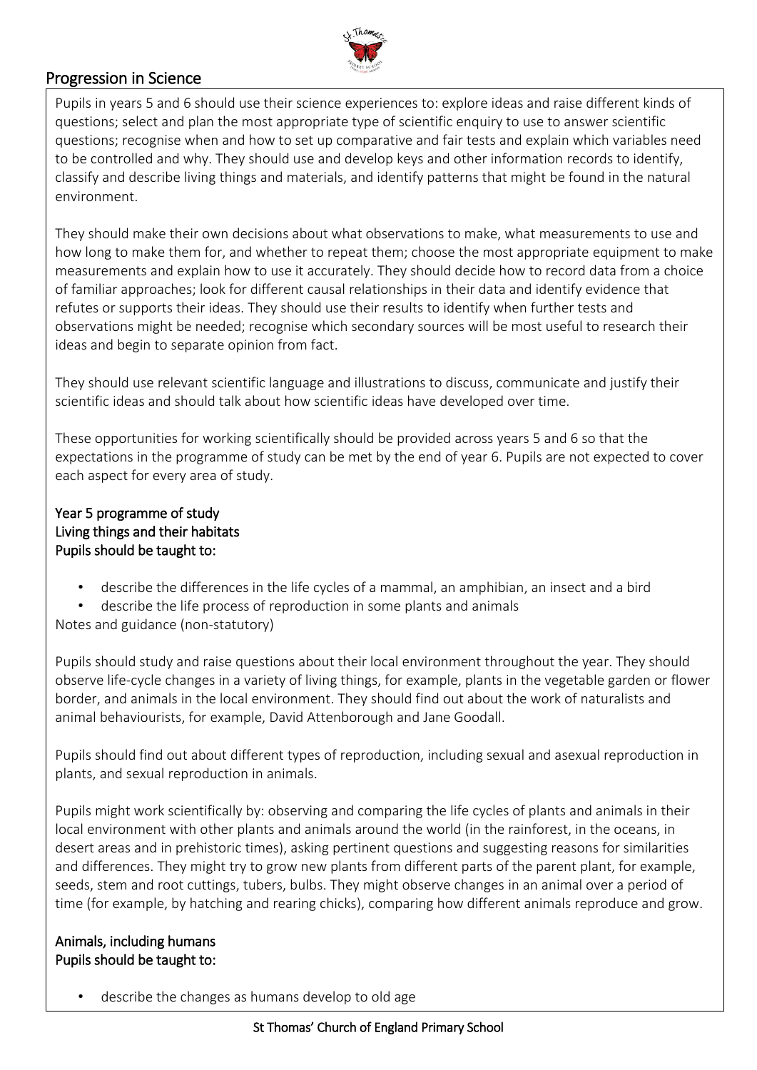## Progression in Science

Pupils in years 5 and 6 should use their science experiences to: explore ideas and raise different kinds of questions; select and plan the most appropriate type of scientific enquiry to use to answer scientific questions; recognise when and how to set up comparative and fair tests and explain which variables need to be controlled and why. They should use and develop keys and other information records to identify, classify and describe living things and materials, and identify patterns that might be found in the natural environment.

They should make their own decisions about what observations to make, what measurements to use and how long to make them for, and whether to repeat them; choose the most appropriate equipment to make measurements and explain how to use it accurately. They should decide how to record data from a choice of familiar approaches; look for different causal relationships in their data and identify evidence that refutes or supports their ideas. They should use their results to identify when further tests and observations might be needed; recognise which secondary sources will be most useful to research their ideas and begin to separate opinion from fact.

They should use relevant scientific language and illustrations to discuss, communicate and justify their scientific ideas and should talk about how scientific ideas have developed over time.

These opportunities for working scientifically should be provided across years 5 and 6 so that the expectations in the programme of study can be met by the end of year 6. Pupils are not expected to cover each aspect for every area of study.

### Year 5 programme of study
### Living things and their habitats
### Pupils should be taught to:

- describe the differences in the life cycles of a mammal, an amphibian, an insect and a bird
- describe the life process of reproduction in some plants and animals

Notes and guidance (non-statutory)

Pupils should study and raise questions about their local environment throughout the year. They should observe life-cycle changes in a variety of living things, for example, plants in the vegetable garden or flower border, and animals in the local environment. They should find out about the work of naturalists and animal behaviourists, for example, David Attenborough and Jane Goodall.

Pupils should find out about different types of reproduction, including sexual and asexual reproduction in plants, and sexual reproduction in animals.

Pupils might work scientifically by: observing and comparing the life cycles of plants and animals in their local environment with other plants and animals around the world (in the rainforest, in the oceans, in desert areas and in prehistoric times), asking pertinent questions and suggesting reasons for similarities and differences. They might try to grow new plants from different parts of the parent plant, for example, seeds, stem and root cuttings, tubers, bulbs. They might observe changes in an animal over a period of time (for example, by hatching and rearing chicks), comparing how different animals reproduce and grow.

### Animals, including humans
### Pupils should be taught to:

- describe the changes as humans develop to old age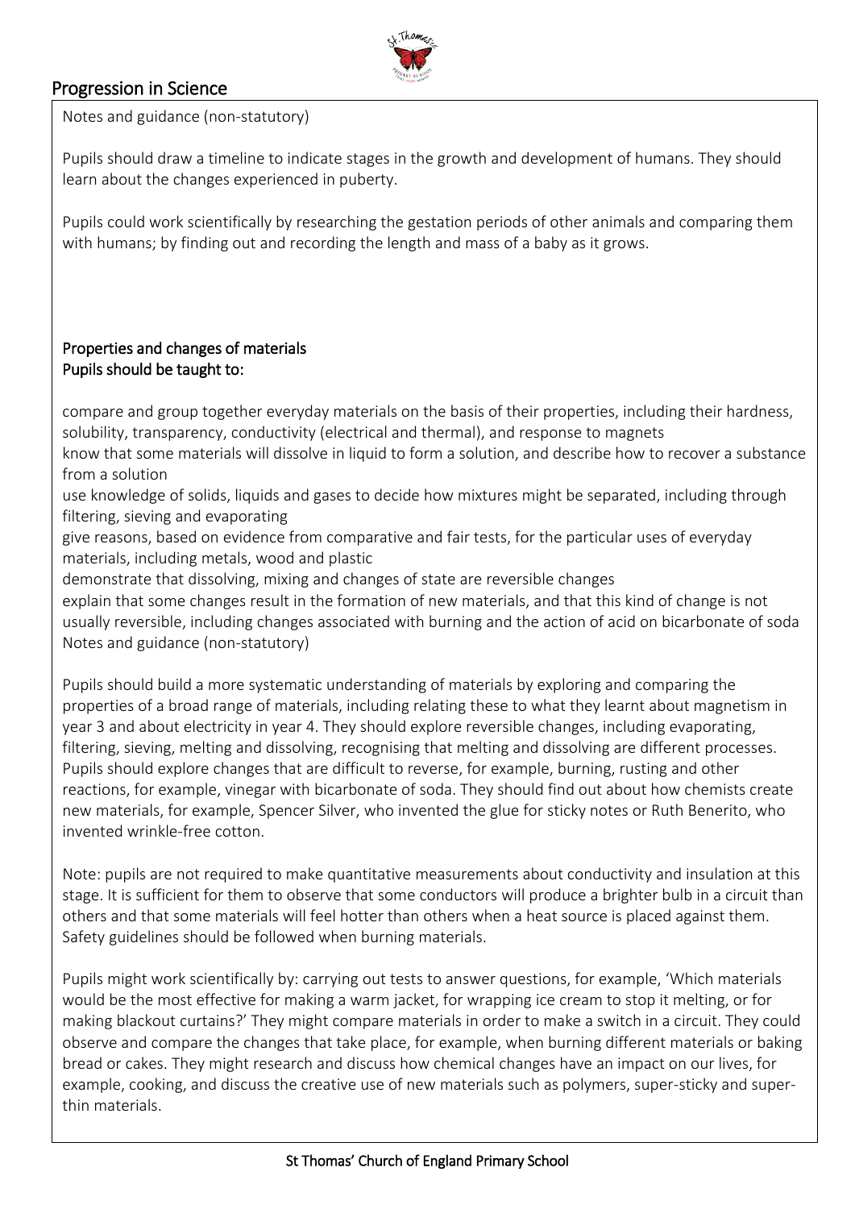Notes and guidance (non-statutory)

Pupils should draw a timeline to indicate stages in the growth and development of humans. They should learn about the changes experienced in puberty.

Pupils could work scientifically by researching the gestation periods of other animals and comparing them with humans; by finding out and recording the length and mass of a baby as it grows.

**Properties and changes of materials**
**Pupils should be taught to:**

compare and group together everyday materials on the basis of their properties, including their hardness, solubility, transparency, conductivity (electrical and thermal), and response to magnets
know that some materials will dissolve in liquid to form a solution, and describe how to recover a substance from a solution
use knowledge of solids, liquids and gases to decide how mixtures might be separated, including through filtering, sieving and evaporating
give reasons, based on evidence from comparative and fair tests, for the particular uses of everyday materials, including metals, wood and plastic
demonstrate that dissolving, mixing and changes of state are reversible changes
explain that some changes result in the formation of new materials, and that this kind of change is not usually reversible, including changes associated with burning and the action of acid on bicarbonate of soda
Notes and guidance (non-statutory)

Pupils should build a more systematic understanding of materials by exploring and comparing the properties of a broad range of materials, including relating these to what they learnt about magnetism in year 3 and about electricity in year 4. They should explore reversible changes, including evaporating, filtering, sieving, melting and dissolving, recognising that melting and dissolving are different processes. Pupils should explore changes that are difficult to reverse, for example, burning, rusting and other reactions, for example, vinegar with bicarbonate of soda. They should find out about how chemists create new materials, for example, Spencer Silver, who invented the glue for sticky notes or Ruth Benerito, who invented wrinkle-free cotton.

Note: pupils are not required to make quantitative measurements about conductivity and insulation at this stage. It is sufficient for them to observe that some conductors will produce a brighter bulb in a circuit than others and that some materials will feel hotter than others when a heat source is placed against them. Safety guidelines should be followed when burning materials.

Pupils might work scientifically by: carrying out tests to answer questions, for example, 'Which materials would be the most effective for making a warm jacket, for wrapping ice cream to stop it melting, or for making blackout curtains?' They might compare materials in order to make a switch in a circuit. They could observe and compare the changes that take place, for example, when burning different materials or baking bread or cakes. They might research and discuss how chemical changes have an impact on our lives, for example, cooking, and discuss the creative use of new materials such as polymers, super-sticky and super-thin materials.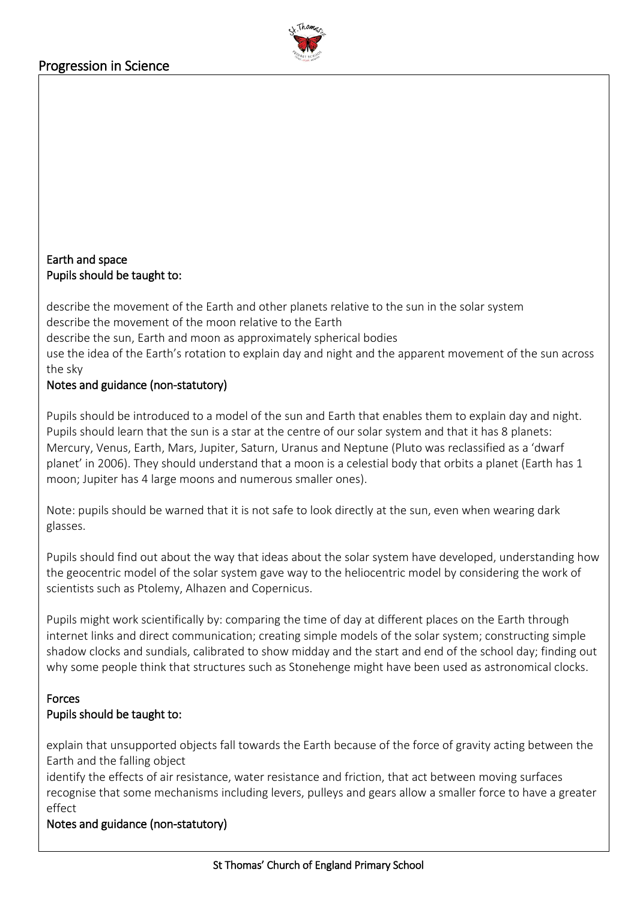### Earth and space

**Pupils should be taught to:**

describe the movement of the Earth and other planets relative to the sun in the solar system
describe the movement of the moon relative to the Earth
describe the sun, Earth and moon as approximately spherical bodies
use the idea of the Earth's rotation to explain day and night and the apparent movement of the sun across the sky

**Notes and guidance (non-statutory)**

Pupils should be introduced to a model of the sun and Earth that enables them to explain day and night. Pupils should learn that the sun is a star at the centre of our solar system and that it has 8 planets: Mercury, Venus, Earth, Mars, Jupiter, Saturn, Uranus and Neptune (Pluto was reclassified as a 'dwarf planet' in 2006). They should understand that a moon is a celestial body that orbits a planet (Earth has 1 moon; Jupiter has 4 large moons and numerous smaller ones).

Note: pupils should be warned that it is not safe to look directly at the sun, even when wearing dark glasses.

Pupils should find out about the way that ideas about the solar system have developed, understanding how the geocentric model of the solar system gave way to the heliocentric model by considering the work of scientists such as Ptolemy, Alhazen and Copernicus.

Pupils might work scientifically by: comparing the time of day at different places on the Earth through internet links and direct communication; creating simple models of the solar system; constructing simple shadow clocks and sundials, calibrated to show midday and the start and end of the school day; finding out why some people think that structures such as Stonehenge might have been used as astronomical clocks.

### Forces

**Pupils should be taught to:**

explain that unsupported objects fall towards the Earth because of the force of gravity acting between the Earth and the falling object
identify the effects of air resistance, water resistance and friction, that act between moving surfaces
recognise that some mechanisms including levers, pulleys and gears allow a smaller force to have a greater effect

**Notes and guidance (non-statutory)**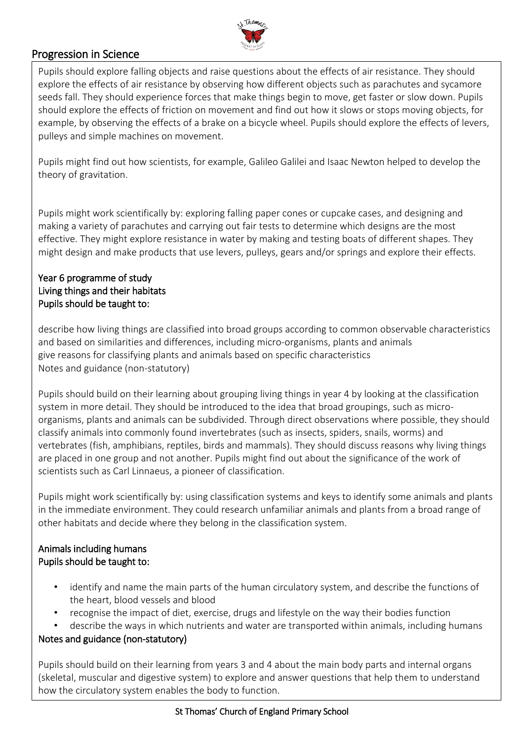## Progression in Science

Pupils should explore falling objects and raise questions about the effects of air resistance. They should explore the effects of air resistance by observing how different objects such as parachutes and sycamore seeds fall. They should experience forces that make things begin to move, get faster or slow down. Pupils should explore the effects of friction on movement and find out how it slows or stops moving objects, for example, by observing the effects of a brake on a bicycle wheel. Pupils should explore the effects of levers, pulleys and simple machines on movement.

Pupils might find out how scientists, for example, Galileo Galilei and Isaac Newton helped to develop the theory of gravitation.

Pupils might work scientifically by: exploring falling paper cones or cupcake cases, and designing and making a variety of parachutes and carrying out fair tests to determine which designs are the most effective. They might explore resistance in water by making and testing boats of different shapes. They might design and make products that use levers, pulleys, gears and/or springs and explore their effects.

### Year 6 programme of study
### Living things and their habitats
### Pupils should be taught to:

describe how living things are classified into broad groups according to common observable characteristics and based on similarities and differences, including micro-organisms, plants and animals
give reasons for classifying plants and animals based on specific characteristics
Notes and guidance (non-statutory)

Pupils should build on their learning about grouping living things in year 4 by looking at the classification system in more detail. They should be introduced to the idea that broad groupings, such as micro-organisms, plants and animals can be subdivided. Through direct observations where possible, they should classify animals into commonly found invertebrates (such as insects, spiders, snails, worms) and vertebrates (fish, amphibians, reptiles, birds and mammals). They should discuss reasons why living things are placed in one group and not another. Pupils might find out about the significance of the work of scientists such as Carl Linnaeus, a pioneer of classification.

Pupils might work scientifically by: using classification systems and keys to identify some animals and plants in the immediate environment. They could research unfamiliar animals and plants from a broad range of other habitats and decide where they belong in the classification system.

### Animals including humans
### Pupils should be taught to:

- identify and name the main parts of the human circulatory system, and describe the functions of the heart, blood vessels and blood
- recognise the impact of diet, exercise, drugs and lifestyle on the way their bodies function
- describe the ways in which nutrients and water are transported within animals, including humans

### Notes and guidance (non-statutory)

Pupils should build on their learning from years 3 and 4 about the main body parts and internal organs (skeletal, muscular and digestive system) to explore and answer questions that help them to understand how the circulatory system enables the body to function.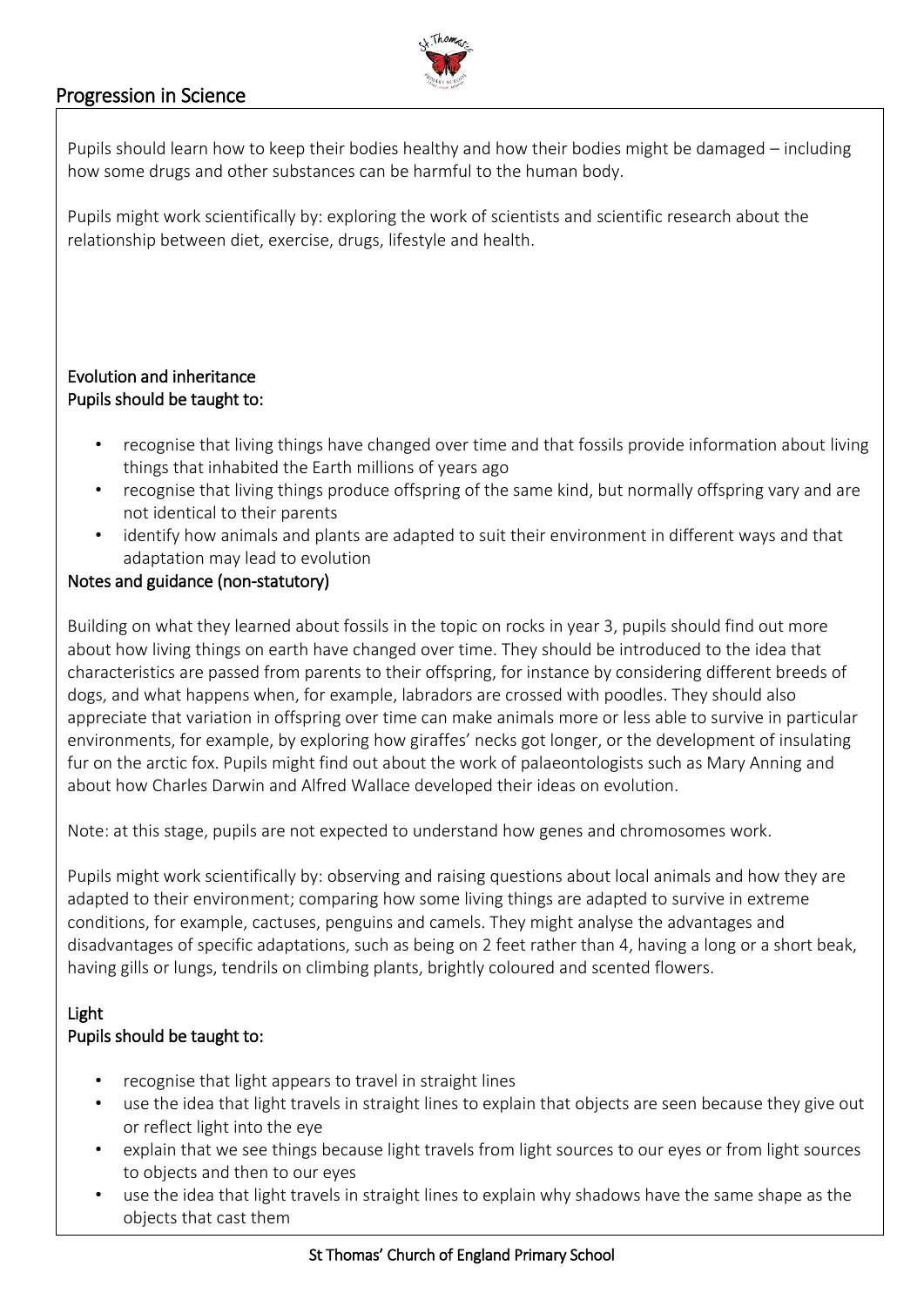Pupils should learn how to keep their bodies healthy and how their bodies might be damaged – including how some drugs and other substances can be harmful to the human body.

Pupils might work scientifically by: exploring the work of scientists and scientific research about the relationship between diet, exercise, drugs, lifestyle and health.

**Evolution and inheritance**
**Pupils should be taught to:**

- recognise that living things have changed over time and that fossils provide information about living things that inhabited the Earth millions of years ago
- recognise that living things produce offspring of the same kind, but normally offspring vary and are not identical to their parents
- identify how animals and plants are adapted to suit their environment in different ways and that adaptation may lead to evolution

**Notes and guidance (non-statutory)**

Building on what they learned about fossils in the topic on rocks in year 3, pupils should find out more about how living things on earth have changed over time. They should be introduced to the idea that characteristics are passed from parents to their offspring, for instance by considering different breeds of dogs, and what happens when, for example, labradors are crossed with poodles. They should also appreciate that variation in offspring over time can make animals more or less able to survive in particular environments, for example, by exploring how giraffes' necks got longer, or the development of insulating fur on the arctic fox. Pupils might find out about the work of palaeontologists such as Mary Anning and about how Charles Darwin and Alfred Wallace developed their ideas on evolution.

Note: at this stage, pupils are not expected to understand how genes and chromosomes work.

Pupils might work scientifically by: observing and raising questions about local animals and how they are adapted to their environment; comparing how some living things are adapted to survive in extreme conditions, for example, cactuses, penguins and camels. They might analyse the advantages and disadvantages of specific adaptations, such as being on 2 feet rather than 4, having a long or a short beak, having gills or lungs, tendrils on climbing plants, brightly coloured and scented flowers.

**Light**
**Pupils should be taught to:**

- recognise that light appears to travel in straight lines
- use the idea that light travels in straight lines to explain that objects are seen because they give out or reflect light into the eye
- explain that we see things because light travels from light sources to our eyes or from light sources to objects and then to our eyes
- use the idea that light travels in straight lines to explain why shadows have the same shape as the objects that cast them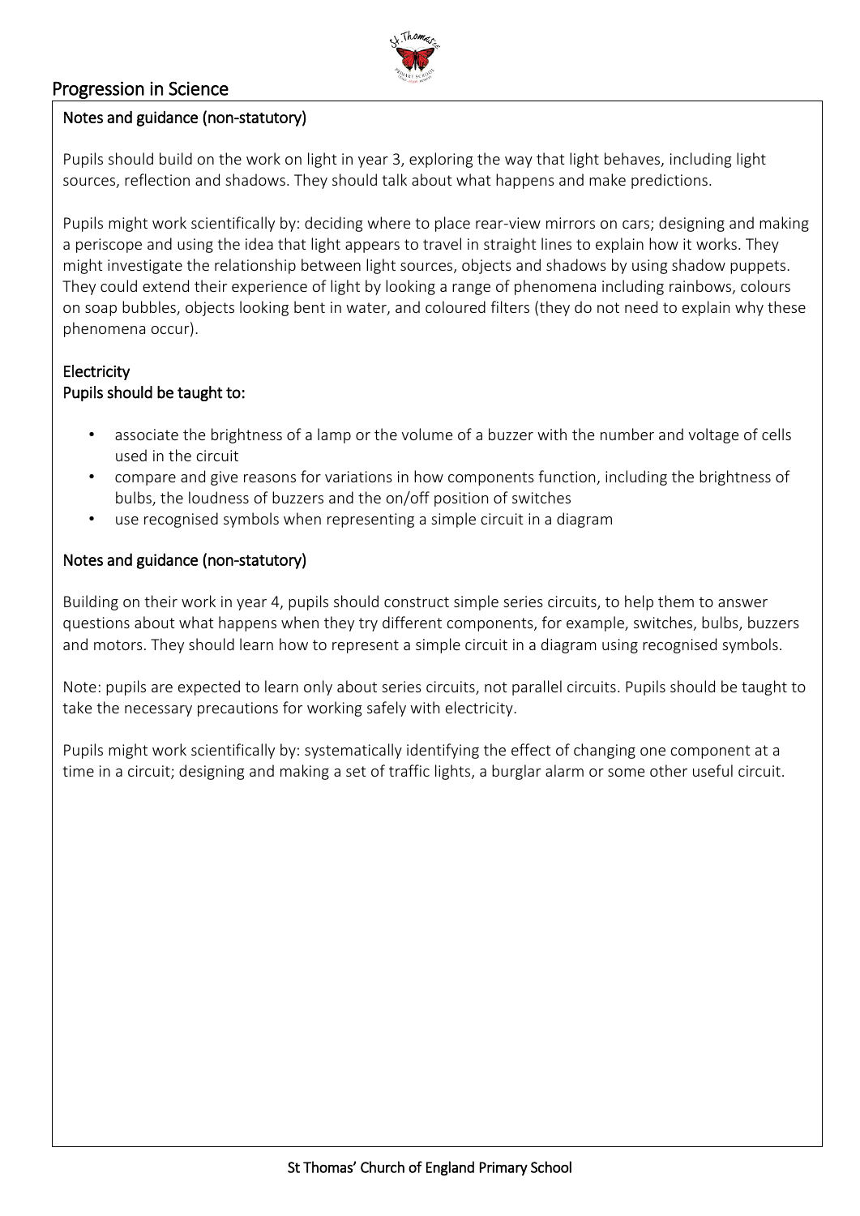Notes and guidance (non-statutory)

Pupils should build on the work on light in year 3, exploring the way that light behaves, including light sources, reflection and shadows. They should talk about what happens and make predictions.

Pupils might work scientifically by: deciding where to place rear-view mirrors on cars; designing and making a periscope and using the idea that light appears to travel in straight lines to explain how it works. They might investigate the relationship between light sources, objects and shadows by using shadow puppets. They could extend their experience of light by looking a range of phenomena including rainbows, colours on soap bubbles, objects looking bent in water, and coloured filters (they do not need to explain why these phenomena occur).

Electricity

Pupils should be taught to:

- associate the brightness of a lamp or the volume of a buzzer with the number and voltage of cells used in the circuit
- compare and give reasons for variations in how components function, including the brightness of bulbs, the loudness of buzzers and the on/off position of switches
- use recognised symbols when representing a simple circuit in a diagram

Notes and guidance (non-statutory)

Building on their work in year 4, pupils should construct simple series circuits, to help them to answer questions about what happens when they try different components, for example, switches, bulbs, buzzers and motors. They should learn how to represent a simple circuit in a diagram using recognised symbols.

Note: pupils are expected to learn only about series circuits, not parallel circuits. Pupils should be taught to take the necessary precautions for working safely with electricity.

Pupils might work scientifically by: systematically identifying the effect of changing one component at a time in a circuit; designing and making a set of traffic lights, a burglar alarm or some other useful circuit.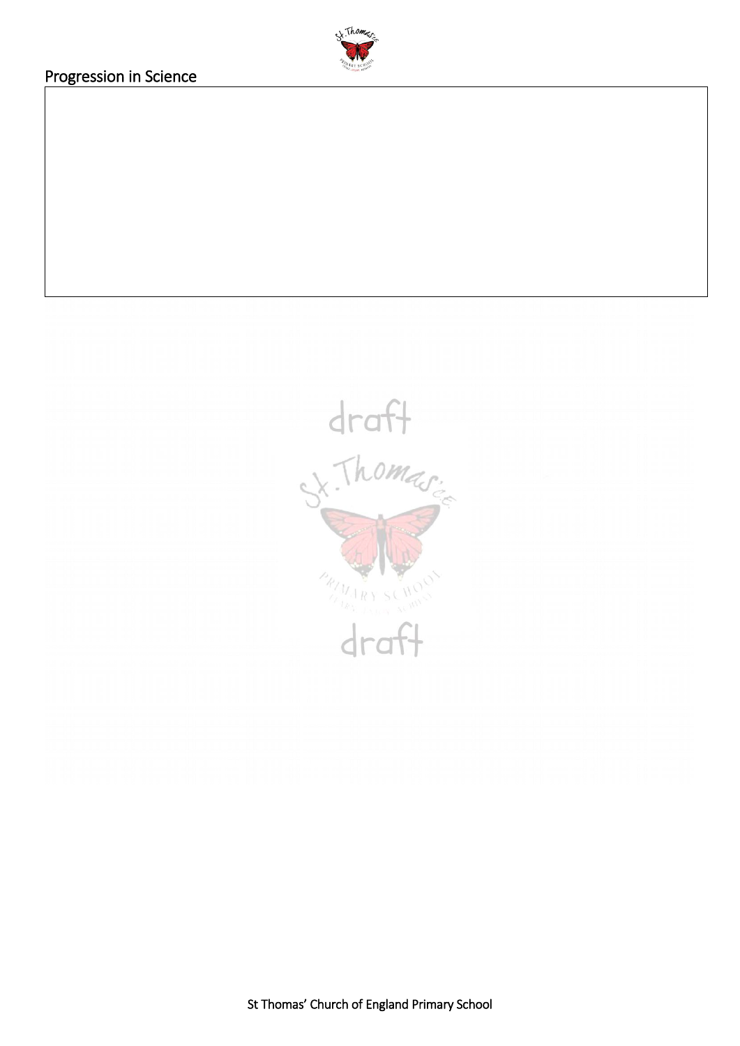## Progression in Science

| |
|---|
| |